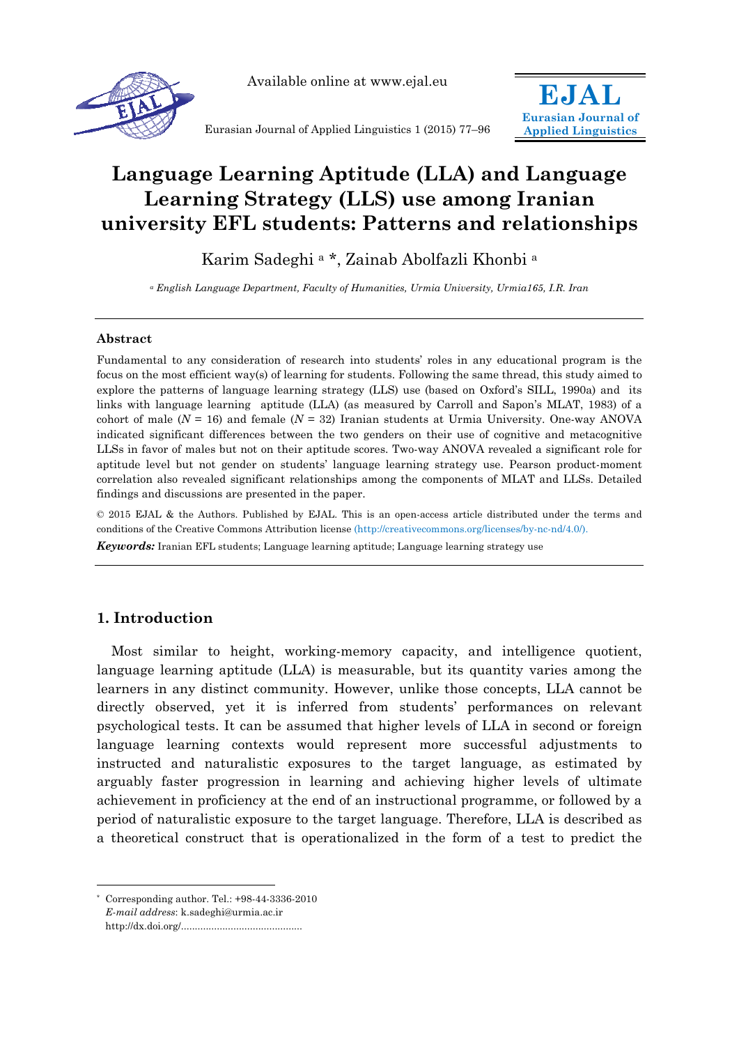# Language Learning Aptitude (LLA) and Language Learning Strategy (LLS) use among Iranian university EFL students: Patterns and relationships

Karim Sadeghi [a] *, Zainab Abolfazli Khonbi [a]

[a] *English Language Department, Faculty of Humanities, Urmia University, Urmia165, I.R. Iran*

---

### Abstract

Fundamental to any consideration of research into students' roles in any educational program is the focus on the most efficient way(s) of learning for students. Following the same thread, this study aimed to explore the patterns of language learning strategy (LLS) use (based on Oxford's SILL, 1990a) and its links with language learning aptitude (LLA) (as measured by Carroll and Sapon's MLAT, 1983) of a cohort of male ($N$ = 16) and female ($N$ = 32) Iranian students at Urmia University. One-way ANOVA indicated significant differences between the two genders on their use of cognitive and metacognitive LLSs in favor of males but not on their aptitude scores. Two-way ANOVA revealed a significant role for aptitude level but not gender on students' language learning strategy use. Pearson product-moment correlation also revealed significant relationships among the components of MLAT and LLSs. Detailed findings and discussions are presented in the paper.

© 2015 EJAL & the Authors. Published by EJAL. This is an open-access article distributed under the terms and conditions of the Creative Commons Attribution license (http://creativecommons.org/licenses/by-nc-nd/4.0/).

***Keywords:*** Iranian EFL students; Language learning aptitude; Language learning strategy use

---

## 1. Introduction

Most similar to height, working-memory capacity, and intelligence quotient, language learning aptitude (LLA) is measurable, but its quantity varies among the learners in any distinct community. However, unlike those concepts, LLA cannot be directly observed, yet it is inferred from students' performances on relevant psychological tests. It can be assumed that higher levels of LLA in second or foreign language learning contexts would represent more successful adjustments to instructed and naturalistic exposures to the target language, as estimated by arguably faster progression in learning and achieving higher levels of ultimate achievement in proficiency at the end of an instructional programme, or followed by a period of naturalistic exposure to the target language. Therefore, LLA is described as a theoretical construct that is operationalized in the form of a test to predict the

---

* Corresponding author. Tel.: +98-44-3336-2010
*E-mail address*: k.sadeghi@urmia.ac.ir
http://dx.doi.org/...........................................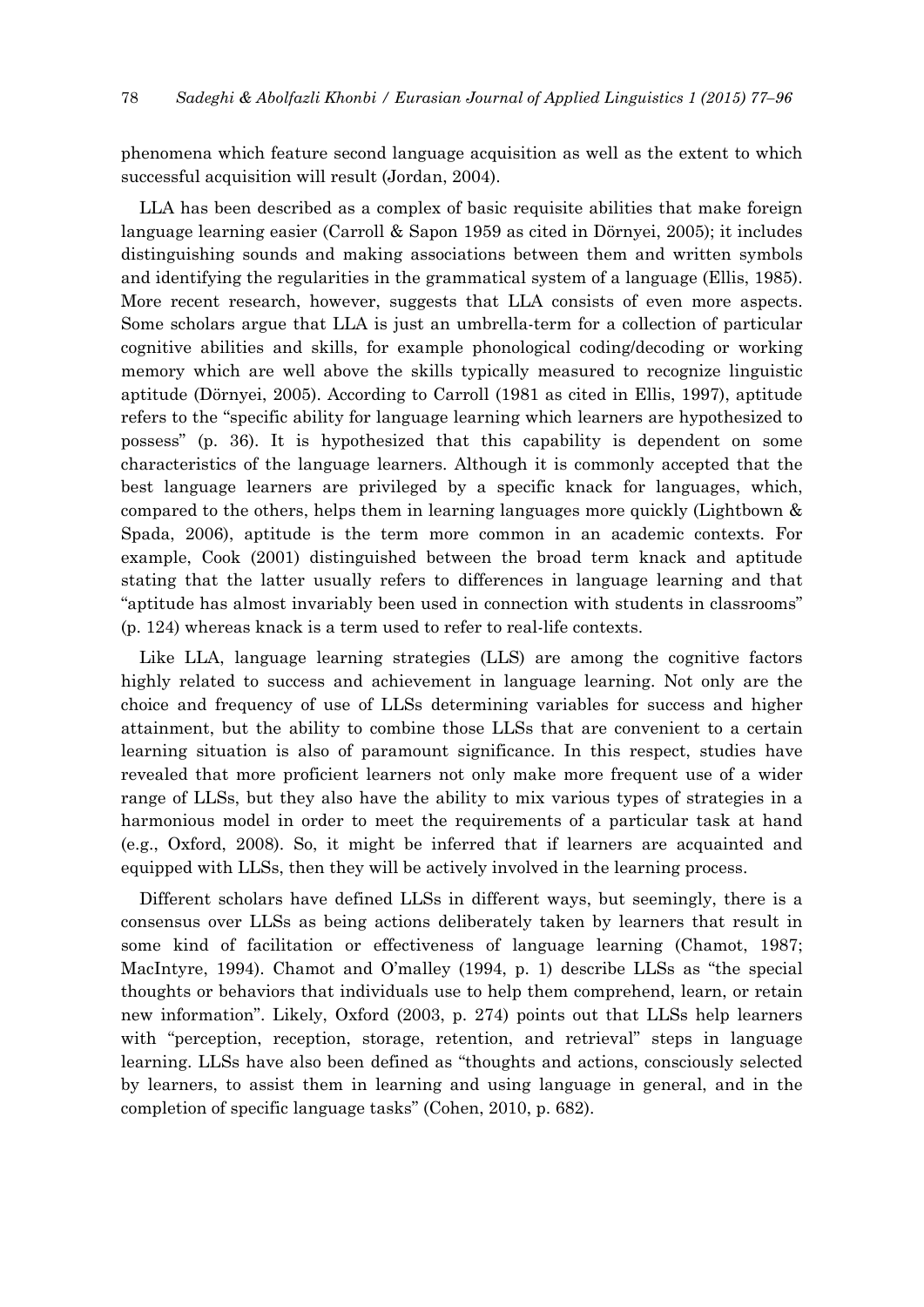phenomena which feature second language acquisition as well as the extent to which successful acquisition will result (Jordan, 2004).

LLA has been described as a complex of basic requisite abilities that make foreign language learning easier (Carroll & Sapon 1959 as cited in Dörnyei, 2005); it includes distinguishing sounds and making associations between them and written symbols and identifying the regularities in the grammatical system of a language (Ellis, 1985). More recent research, however, suggests that LLA consists of even more aspects. Some scholars argue that LLA is just an umbrella-term for a collection of particular cognitive abilities and skills, for example phonological coding/decoding or working memory which are well above the skills typically measured to recognize linguistic aptitude (Dörnyei, 2005). According to Carroll (1981 as cited in Ellis, 1997), aptitude refers to the "specific ability for language learning which learners are hypothesized to possess" (p. 36). It is hypothesized that this capability is dependent on some characteristics of the language learners. Although it is commonly accepted that the best language learners are privileged by a specific knack for languages, which, compared to the others, helps them in learning languages more quickly (Lightbown & Spada, 2006), aptitude is the term more common in an academic contexts. For example, Cook (2001) distinguished between the broad term knack and aptitude stating that the latter usually refers to differences in language learning and that "aptitude has almost invariably been used in connection with students in classrooms" (p. 124) whereas knack is a term used to refer to real-life contexts.

Like LLA, language learning strategies (LLS) are among the cognitive factors highly related to success and achievement in language learning. Not only are the choice and frequency of use of LLSs determining variables for success and higher attainment, but the ability to combine those LLSs that are convenient to a certain learning situation is also of paramount significance. In this respect, studies have revealed that more proficient learners not only make more frequent use of a wider range of LLSs, but they also have the ability to mix various types of strategies in a harmonious model in order to meet the requirements of a particular task at hand (e.g., Oxford, 2008). So, it might be inferred that if learners are acquainted and equipped with LLSs, then they will be actively involved in the learning process.

Different scholars have defined LLSs in different ways, but seemingly, there is a consensus over LLSs as being actions deliberately taken by learners that result in some kind of facilitation or effectiveness of language learning (Chamot, 1987; MacIntyre, 1994). Chamot and O'malley (1994, p. 1) describe LLSs as "the special thoughts or behaviors that individuals use to help them comprehend, learn, or retain new information". Likely, Oxford (2003, p. 274) points out that LLSs help learners with "perception, reception, storage, retention, and retrieval" steps in language learning. LLSs have also been defined as "thoughts and actions, consciously selected by learners, to assist them in learning and using language in general, and in the completion of specific language tasks" (Cohen, 2010, p. 682).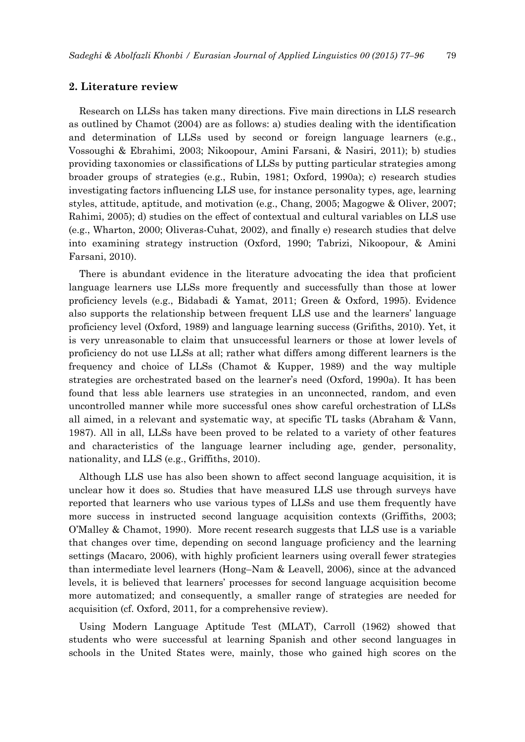## 2. Literature review

Research on LLSs has taken many directions. Five main directions in LLS research as outlined by Chamot (2004) are as follows: a) studies dealing with the identification and determination of LLSs used by second or foreign language learners (e.g., Vossoughi & Ebrahimi, 2003; Nikoopour, Amini Farsani, & Nasiri, 2011); b) studies providing taxonomies or classifications of LLSs by putting particular strategies among broader groups of strategies (e.g., Rubin, 1981; Oxford, 1990a); c) research studies investigating factors influencing LLS use, for instance personality types, age, learning styles, attitude, aptitude, and motivation (e.g., Chang, 2005; Magogwe & Oliver, 2007; Rahimi, 2005); d) studies on the effect of contextual and cultural variables on LLS use (e.g., Wharton, 2000; Oliveras-Cuhat, 2002), and finally e) research studies that delve into examining strategy instruction (Oxford, 1990; Tabrizi, Nikoopour, & Amini Farsani, 2010).

There is abundant evidence in the literature advocating the idea that proficient language learners use LLSs more frequently and successfully than those at lower proficiency levels (e.g., Bidabadi & Yamat, 2011; Green & Oxford, 1995). Evidence also supports the relationship between frequent LLS use and the learners' language proficiency level (Oxford, 1989) and language learning success (Grifiths, 2010). Yet, it is very unreasonable to claim that unsuccessful learners or those at lower levels of proficiency do not use LLSs at all; rather what differs among different learners is the frequency and choice of LLSs (Chamot & Kupper, 1989) and the way multiple strategies are orchestrated based on the learner's need (Oxford, 1990a). It has been found that less able learners use strategies in an unconnected, random, and even uncontrolled manner while more successful ones show careful orchestration of LLSs all aimed, in a relevant and systematic way, at specific TL tasks (Abraham & Vann, 1987). All in all, LLSs have been proved to be related to a variety of other features and characteristics of the language learner including age, gender, personality, nationality, and LLS (e.g., Griffiths, 2010).

Although LLS use has also been shown to affect second language acquisition, it is unclear how it does so. Studies that have measured LLS use through surveys have reported that learners who use various types of LLSs and use them frequently have more success in instructed second language acquisition contexts (Griffiths, 2003; O'Malley & Chamot, 1990). More recent research suggests that LLS use is a variable that changes over time, depending on second language proficiency and the learning settings (Macaro, 2006), with highly proficient learners using overall fewer strategies than intermediate level learners (Hong–Nam & Leavell, 2006), since at the advanced levels, it is believed that learners' processes for second language acquisition become more automatized; and consequently, a smaller range of strategies are needed for acquisition (cf. Oxford, 2011, for a comprehensive review).

Using Modern Language Aptitude Test (MLAT), Carroll (1962) showed that students who were successful at learning Spanish and other second languages in schools in the United States were, mainly, those who gained high scores on the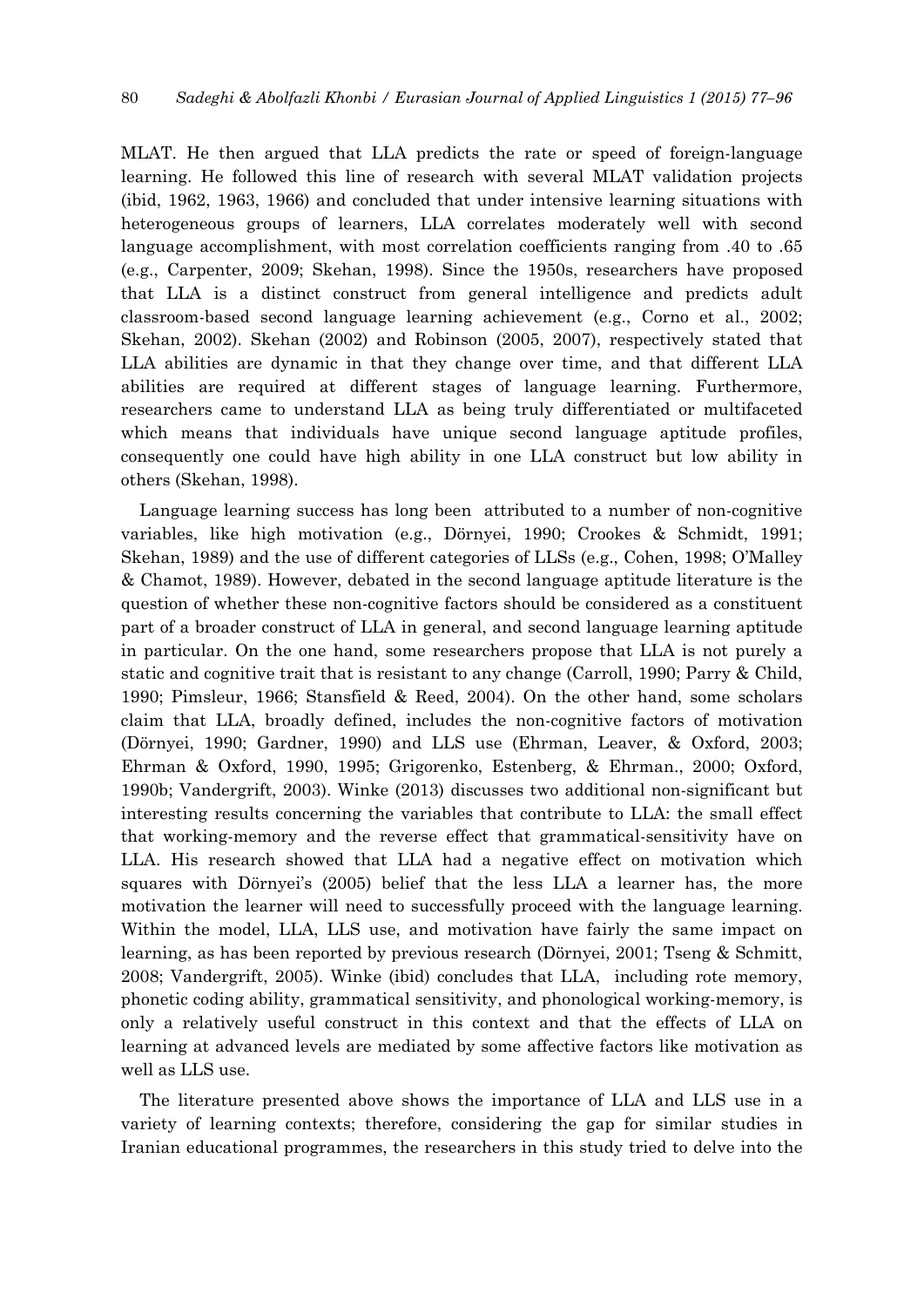MLAT. He then argued that LLA predicts the rate or speed of foreign-language learning. He followed this line of research with several MLAT validation projects (ibid, 1962, 1963, 1966) and concluded that under intensive learning situations with heterogeneous groups of learners, LLA correlates moderately well with second language accomplishment, with most correlation coefficients ranging from .40 to .65 (e.g., Carpenter, 2009; Skehan, 1998). Since the 1950s, researchers have proposed that LLA is a distinct construct from general intelligence and predicts adult classroom-based second language learning achievement (e.g., Corno et al., 2002; Skehan, 2002). Skehan (2002) and Robinson (2005, 2007), respectively stated that LLA abilities are dynamic in that they change over time, and that different LLA abilities are required at different stages of language learning. Furthermore, researchers came to understand LLA as being truly differentiated or multifaceted which means that individuals have unique second language aptitude profiles, consequently one could have high ability in one LLA construct but low ability in others (Skehan, 1998).

Language learning success has long been attributed to a number of non-cognitive variables, like high motivation (e.g., Dörnyei, 1990; Crookes & Schmidt, 1991; Skehan, 1989) and the use of different categories of LLSs (e.g., Cohen, 1998; O'Malley & Chamot, 1989). However, debated in the second language aptitude literature is the question of whether these non-cognitive factors should be considered as a constituent part of a broader construct of LLA in general, and second language learning aptitude in particular. On the one hand, some researchers propose that LLA is not purely a static and cognitive trait that is resistant to any change (Carroll, 1990; Parry & Child, 1990; Pimsleur, 1966; Stansfield & Reed, 2004). On the other hand, some scholars claim that LLA, broadly defined, includes the non-cognitive factors of motivation (Dörnyei, 1990; Gardner, 1990) and LLS use (Ehrman, Leaver, & Oxford, 2003; Ehrman & Oxford, 1990, 1995; Grigorenko, Estenberg, & Ehrman., 2000; Oxford, 1990b; Vandergrift, 2003). Winke (2013) discusses two additional non-significant but interesting results concerning the variables that contribute to LLA: the small effect that working-memory and the reverse effect that grammatical-sensitivity have on LLA. His research showed that LLA had a negative effect on motivation which squares with Dörnyei's (2005) belief that the less LLA a learner has, the more motivation the learner will need to successfully proceed with the language learning. Within the model, LLA, LLS use, and motivation have fairly the same impact on learning, as has been reported by previous research (Dörnyei, 2001; Tseng & Schmitt, 2008; Vandergrift, 2005). Winke (ibid) concludes that LLA, including rote memory, phonetic coding ability, grammatical sensitivity, and phonological working-memory, is only a relatively useful construct in this context and that the effects of LLA on learning at advanced levels are mediated by some affective factors like motivation as well as LLS use.

The literature presented above shows the importance of LLA and LLS use in a variety of learning contexts; therefore, considering the gap for similar studies in Iranian educational programmes, the researchers in this study tried to delve into the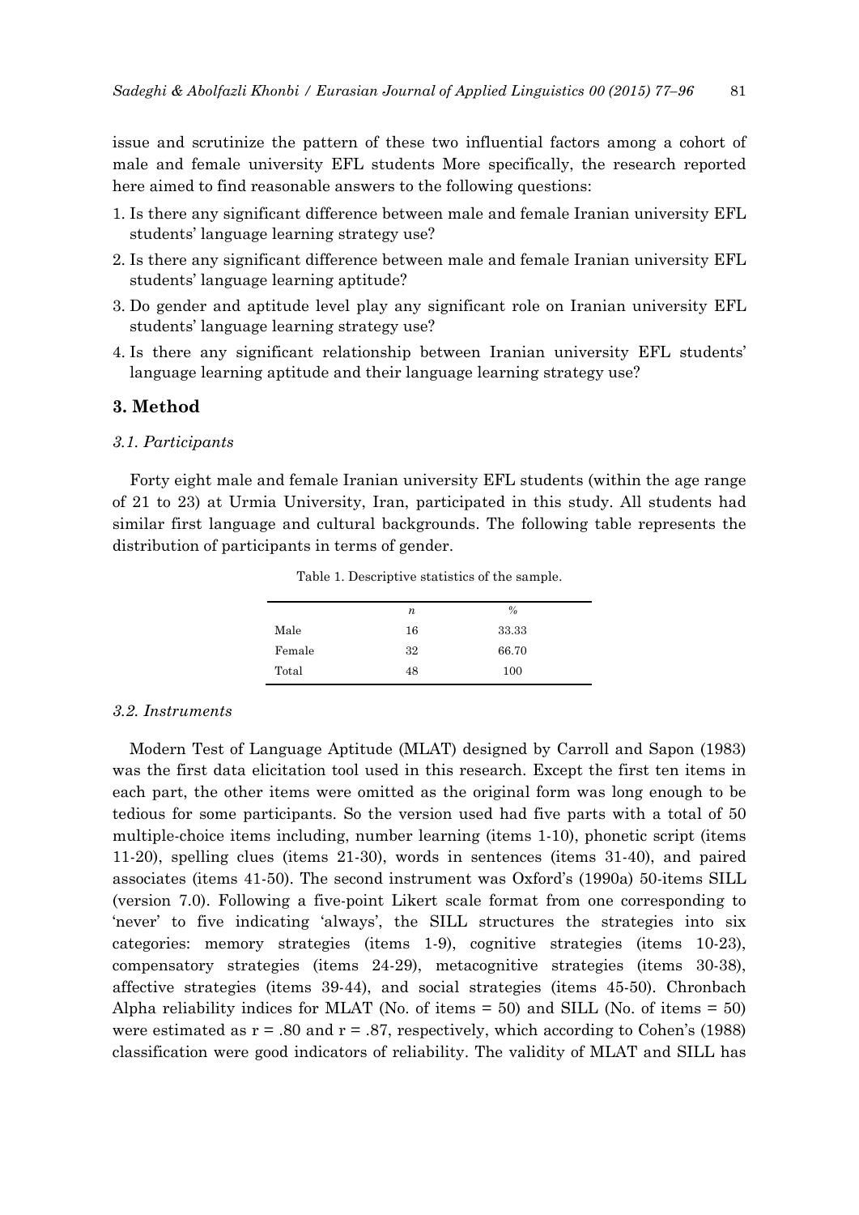issue and scrutinize the pattern of these two influential factors among a cohort of male and female university EFL students More specifically, the research reported here aimed to find reasonable answers to the following questions:

1. Is there any significant difference between male and female Iranian university EFL students' language learning strategy use?
2. Is there any significant difference between male and female Iranian university EFL students' language learning aptitude?
3. Do gender and aptitude level play any significant role on Iranian university EFL students' language learning strategy use?
4. Is there any significant relationship between Iranian university EFL students' language learning aptitude and their language learning strategy use?

## 3. Method

### *3.1. Participants*

Forty eight male and female Iranian university EFL students (within the age range of 21 to 23) at Urmia University, Iran, participated in this study. All students had similar first language and cultural backgrounds. The following table represents the distribution of participants in terms of gender.

Table 1. Descriptive statistics of the sample.

| | *n* | % |
|---|---|---|
| Male | 16 | 33.33 |
| Female | 32 | 66.70 |
| Total | 48 | 100 |

### *3.2. Instruments*

Modern Test of Language Aptitude (MLAT) designed by Carroll and Sapon (1983) was the first data elicitation tool used in this research. Except the first ten items in each part, the other items were omitted as the original form was long enough to be tedious for some participants. So the version used had five parts with a total of 50 multiple-choice items including, number learning (items 1-10), phonetic script (items 11-20), spelling clues (items 21-30), words in sentences (items 31-40), and paired associates (items 41-50). The second instrument was Oxford's (1990a) 50-items SILL (version 7.0). Following a five-point Likert scale format from one corresponding to 'never' to five indicating 'always', the SILL structures the strategies into six categories: memory strategies (items 1-9), cognitive strategies (items 10-23), compensatory strategies (items 24-29), metacognitive strategies (items 30-38), affective strategies (items 39-44), and social strategies (items 45-50). Chronbach Alpha reliability indices for MLAT (No. of items = 50) and SILL (No. of items = 50) were estimated as $r = .80$ and $r = .87$, respectively, which according to Cohen's (1988) classification were good indicators of reliability. The validity of MLAT and SILL has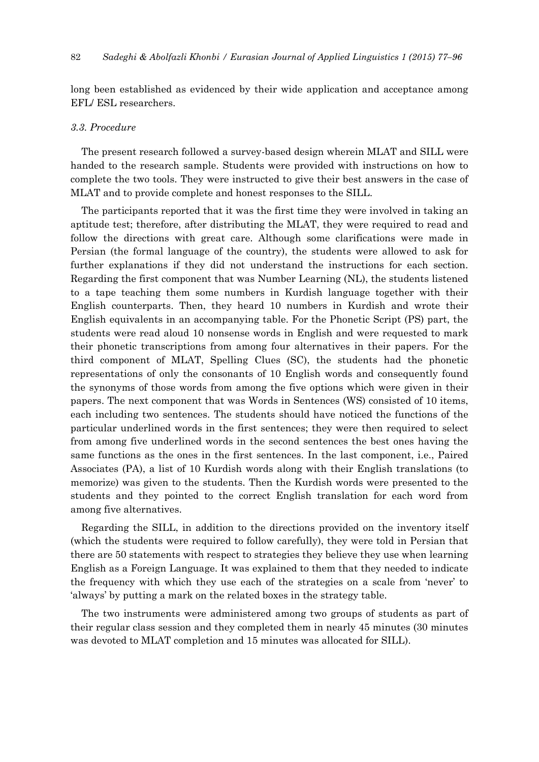long been established as evidenced by their wide application and acceptance among EFL/ ESL researchers.

### *3.3. Procedure*

The present research followed a survey-based design wherein MLAT and SILL were handed to the research sample. Students were provided with instructions on how to complete the two tools. They were instructed to give their best answers in the case of MLAT and to provide complete and honest responses to the SILL.

The participants reported that it was the first time they were involved in taking an aptitude test; therefore, after distributing the MLAT, they were required to read and follow the directions with great care. Although some clarifications were made in Persian (the formal language of the country), the students were allowed to ask for further explanations if they did not understand the instructions for each section. Regarding the first component that was Number Learning (NL), the students listened to a tape teaching them some numbers in Kurdish language together with their English counterparts. Then, they heard 10 numbers in Kurdish and wrote their English equivalents in an accompanying table. For the Phonetic Script (PS) part, the students were read aloud 10 nonsense words in English and were requested to mark their phonetic transcriptions from among four alternatives in their papers. For the third component of MLAT, Spelling Clues (SC), the students had the phonetic representations of only the consonants of 10 English words and consequently found the synonyms of those words from among the five options which were given in their papers. The next component that was Words in Sentences (WS) consisted of 10 items, each including two sentences. The students should have noticed the functions of the particular underlined words in the first sentences; they were then required to select from among five underlined words in the second sentences the best ones having the same functions as the ones in the first sentences. In the last component, i.e., Paired Associates (PA), a list of 10 Kurdish words along with their English translations (to memorize) was given to the students. Then the Kurdish words were presented to the students and they pointed to the correct English translation for each word from among five alternatives.

Regarding the SILL, in addition to the directions provided on the inventory itself (which the students were required to follow carefully), they were told in Persian that there are 50 statements with respect to strategies they believe they use when learning English as a Foreign Language. It was explained to them that they needed to indicate the frequency with which they use each of the strategies on a scale from 'never' to 'always' by putting a mark on the related boxes in the strategy table.

The two instruments were administered among two groups of students as part of their regular class session and they completed them in nearly 45 minutes (30 minutes was devoted to MLAT completion and 15 minutes was allocated for SILL).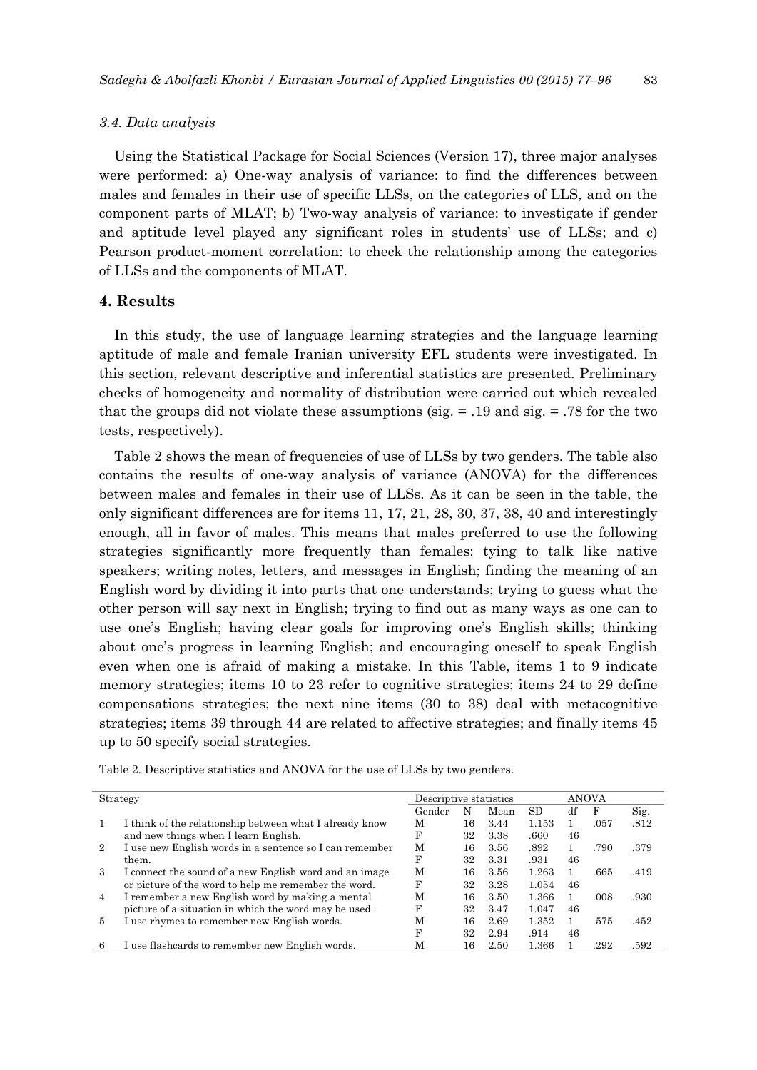### 3.4. Data analysis

Using the Statistical Package for Social Sciences (Version 17), three major analyses were performed: a) One-way analysis of variance: to find the differences between males and females in their use of specific LLSs, on the categories of LLS, and on the component parts of MLAT; b) Two-way analysis of variance: to investigate if gender and aptitude level played any significant roles in students' use of LLSs; and c) Pearson product-moment correlation: to check the relationship among the categories of LLSs and the components of MLAT.

## 4. Results

In this study, the use of language learning strategies and the language learning aptitude of male and female Iranian university EFL students were investigated. In this section, relevant descriptive and inferential statistics are presented. Preliminary checks of homogeneity and normality of distribution were carried out which revealed that the groups did not violate these assumptions (sig. = .19 and sig. = .78 for the two tests, respectively).

Table 2 shows the mean of frequencies of use of LLSs by two genders. The table also contains the results of one-way analysis of variance (ANOVA) for the differences between males and females in their use of LLSs. As it can be seen in the table, the only significant differences are for items 11, 17, 21, 28, 30, 37, 38, 40 and interestingly enough, all in favor of males. This means that males preferred to use the following strategies significantly more frequently than females: tying to talk like native speakers; writing notes, letters, and messages in English; finding the meaning of an English word by dividing it into parts that one understands; trying to guess what the other person will say next in English; trying to find out as many ways as one can to use one's English; having clear goals for improving one's English skills; thinking about one's progress in learning English; and encouraging oneself to speak English even when one is afraid of making a mistake. In this Table, items 1 to 9 indicate memory strategies; items 10 to 23 refer to cognitive strategies; items 24 to 29 define compensations strategies; the next nine items (30 to 38) deal with metacognitive strategies; items 39 through 44 are related to affective strategies; and finally items 45 up to 50 specify social strategies.

Table 2. Descriptive statistics and ANOVA for the use of LLSs by two genders.

| Strategy | | Descriptive statistics | | | | ANOVA | | |
|---|---|---|---|---|---|---|---|---|
| | | Gender | N | Mean | SD | df | F | Sig. |
| 1 | I think of the relationship between what I already know and new things when I learn English. | M | 16 | 3.44 | 1.153 | 1 | .057 | .812 |
| | | F | 32 | 3.38 | .660 | 46 | | |
| 2 | I use new English words in a sentence so I can remember them. | M | 16 | 3.56 | .892 | 1 | .790 | .379 |
| | | F | 32 | 3.31 | .931 | 46 | | |
| 3 | I connect the sound of a new English word and an image or picture of the word to help me remember the word. | M | 16 | 3.56 | 1.263 | 1 | .665 | .419 |
| | | F | 32 | 3.28 | 1.054 | 46 | | |
| 4 | I remember a new English word by making a mental picture of a situation in which the word may be used. | M | 16 | 3.50 | 1.366 | 1 | .008 | .930 |
| | | F | 32 | 3.47 | 1.047 | 46 | | |
| 5 | I use rhymes to remember new English words. | M | 16 | 2.69 | 1.352 | 1 | .575 | .452 |
| | | F | 32 | 2.94 | .914 | 46 | | |
| 6 | I use flashcards to remember new English words. | M | 16 | 2.50 | 1.366 | 1 | .292 | .592 |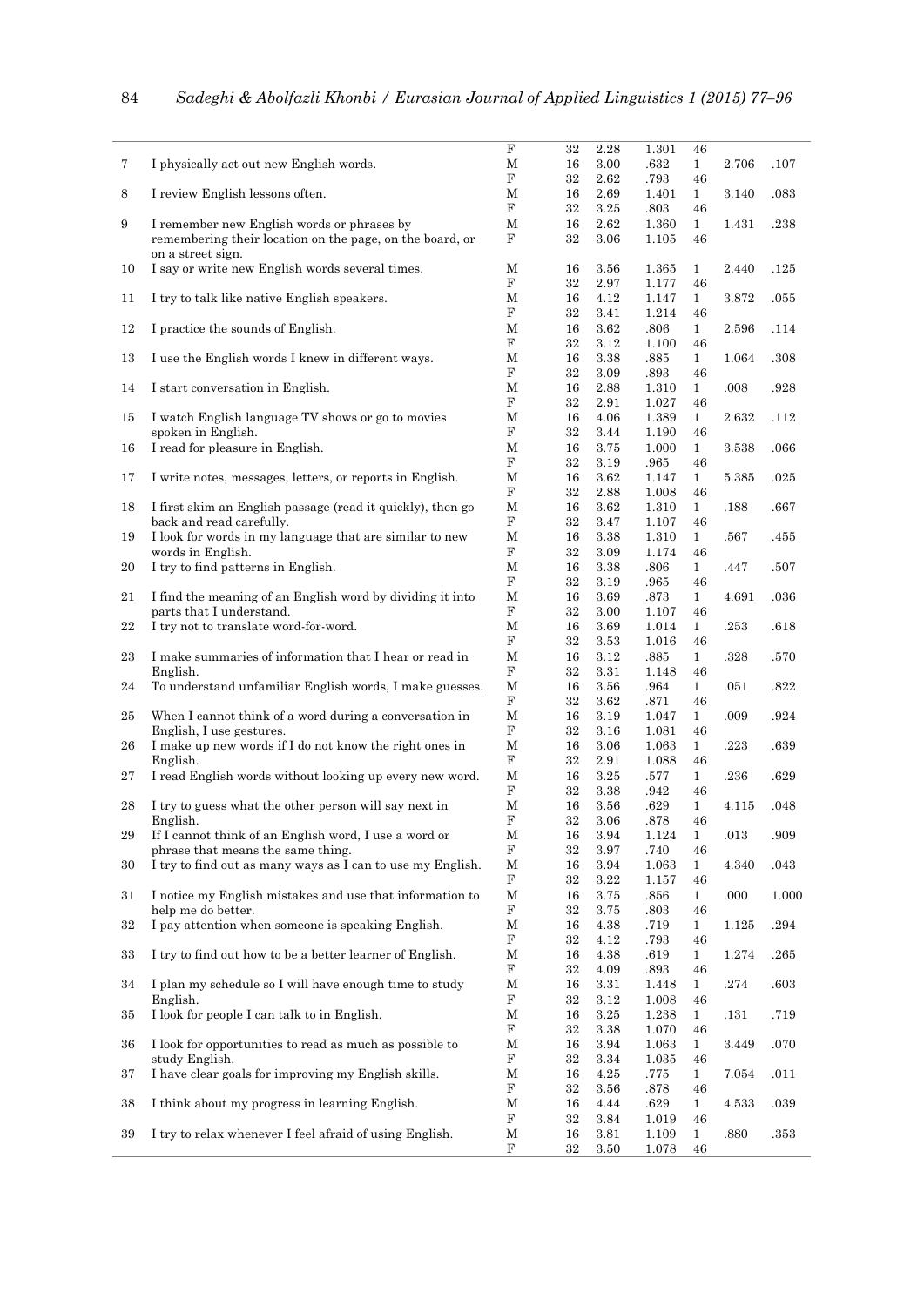| | | | | | | | | |
|---|---|---|---|---|---|---|---|---|
| | | F | 32 | 2.28 | 1.301 | 46 | | |
| 7 | I physically act out new English words. | M | 16 | 3.00 | .632 | 1 | 2.706 | .107 |
| | | F | 32 | 2.62 | .793 | 46 | | |
| 8 | I review English lessons often. | M | 16 | 2.69 | 1.401 | 1 | 3.140 | .083 |
| | | F | 32 | 3.25 | .803 | 46 | | |
| 9 | I remember new English words or phrases by remembering their location on the page, on the board, or on a street sign. | M | 16 | 2.62 | 1.360 | 1 | 1.431 | .238 |
| | | F | 32 | 3.06 | 1.105 | 46 | | |
| 10 | I say or write new English words several times. | M | 16 | 3.56 | 1.365 | 1 | 2.440 | .125 |
| | | F | 32 | 2.97 | 1.177 | 46 | | |
| 11 | I try to talk like native English speakers. | M | 16 | 4.12 | 1.147 | 1 | 3.872 | .055 |
| | | F | 32 | 3.41 | 1.214 | 46 | | |
| 12 | I practice the sounds of English. | M | 16 | 3.62 | .806 | 1 | 2.596 | .114 |
| | | F | 32 | 3.12 | 1.100 | 46 | | |
| 13 | I use the English words I knew in different ways. | M | 16 | 3.38 | .885 | 1 | 1.064 | .308 |
| | | F | 32 | 3.09 | .893 | 46 | | |
| 14 | I start conversation in English. | M | 16 | 2.88 | 1.310 | 1 | .008 | .928 |
| | | F | 32 | 2.91 | 1.027 | 46 | | |
| 15 | I watch English language TV shows or go to movies spoken in English. | M | 16 | 4.06 | 1.389 | 1 | 2.632 | .112 |
| | | F | 32 | 3.44 | 1.190 | 46 | | |
| 16 | I read for pleasure in English. | M | 16 | 3.75 | 1.000 | 1 | 3.538 | .066 |
| | | F | 32 | 3.19 | .965 | 46 | | |
| 17 | I write notes, messages, letters, or reports in English. | M | 16 | 3.62 | 1.147 | 1 | 5.385 | .025 |
| | | F | 32 | 2.88 | 1.008 | 46 | | |
| 18 | I first skim an English passage (read it quickly), then go back and read carefully. | M | 16 | 3.62 | 1.310 | 1 | .188 | .667 |
| | | F | 32 | 3.47 | 1.107 | 46 | | |
| 19 | I look for words in my language that are similar to new words in English. | M | 16 | 3.38 | 1.310 | 1 | .567 | .455 |
| | | F | 32 | 3.09 | 1.174 | 46 | | |
| 20 | I try to find patterns in English. | M | 16 | 3.38 | .806 | 1 | .447 | .507 |
| | | F | 32 | 3.19 | .965 | 46 | | |
| 21 | I find the meaning of an English word by dividing it into parts that I understand. | M | 16 | 3.69 | .873 | 1 | 4.691 | .036 |
| | | F | 32 | 3.00 | 1.107 | 46 | | |
| 22 | I try not to translate word-for-word. | M | 16 | 3.69 | 1.014 | 1 | .253 | .618 |
| | | F | 32 | 3.53 | 1.016 | 46 | | |
| 23 | I make summaries of information that I hear or read in English. | M | 16 | 3.12 | .885 | 1 | .328 | .570 |
| | | F | 32 | 3.31 | 1.148 | 46 | | |
| 24 | To understand unfamiliar English words, I make guesses. | M | 16 | 3.56 | .964 | 1 | .051 | .822 |
| | | F | 32 | 3.62 | .871 | 46 | | |
| 25 | When I cannot think of a word during a conversation in English, I use gestures. | M | 16 | 3.19 | 1.047 | 1 | .009 | .924 |
| | | F | 32 | 3.16 | 1.081 | 46 | | |
| 26 | I make up new words if I do not know the right ones in English. | M | 16 | 3.06 | 1.063 | 1 | .223 | .639 |
| | | F | 32 | 2.91 | 1.088 | 46 | | |
| 27 | I read English words without looking up every new word. | M | 16 | 3.25 | .577 | 1 | .236 | .629 |
| | | F | 32 | 3.38 | .942 | 46 | | |
| 28 | I try to guess what the other person will say next in English. | M | 16 | 3.56 | .629 | 1 | 4.115 | .048 |
| | | F | 32 | 3.06 | .878 | 46 | | |
| 29 | If I cannot think of an English word, I use a word or phrase that means the same thing. | M | 16 | 3.94 | 1.124 | 1 | .013 | .909 |
| | | F | 32 | 3.97 | .740 | 46 | | |
| 30 | I try to find out as many ways as I can to use my English. | M | 16 | 3.94 | 1.063 | 1 | 4.340 | .043 |
| | | F | 32 | 3.22 | 1.157 | 46 | | |
| 31 | I notice my English mistakes and use that information to help me do better. | M | 16 | 3.75 | .856 | 1 | .000 | 1.000 |
| | | F | 32 | 3.75 | .803 | 46 | | |
| 32 | I pay attention when someone is speaking English. | M | 16 | 4.38 | .719 | 1 | 1.125 | .294 |
| | | F | 32 | 4.12 | .793 | 46 | | |
| 33 | I try to find out how to be a better learner of English. | M | 16 | 4.38 | .619 | 1 | 1.274 | .265 |
| | | F | 32 | 4.09 | .893 | 46 | | |
| 34 | I plan my schedule so I will have enough time to study English. | M | 16 | 3.31 | 1.448 | 1 | .274 | .603 |
| | | F | 32 | 3.12 | 1.008 | 46 | | |
| 35 | I look for people I can talk to in English. | M | 16 | 3.25 | 1.238 | 1 | .131 | .719 |
| | | F | 32 | 3.38 | 1.070 | 46 | | |
| 36 | I look for opportunities to read as much as possible to study English. | M | 16 | 3.94 | 1.063 | 1 | 3.449 | .070 |
| | | F | 32 | 3.34 | 1.035 | 46 | | |
| 37 | I have clear goals for improving my English skills. | M | 16 | 4.25 | .775 | 1 | 7.054 | .011 |
| | | F | 32 | 3.56 | .878 | 46 | | |
| 38 | I think about my progress in learning English. | M | 16 | 4.44 | .629 | 1 | 4.533 | .039 |
| | | F | 32 | 3.84 | 1.019 | 46 | | |
| 39 | I try to relax whenever I feel afraid of using English. | M | 16 | 3.81 | 1.109 | 1 | .880 | .353 |
| | | F | 32 | 3.50 | 1.078 | 46 | | |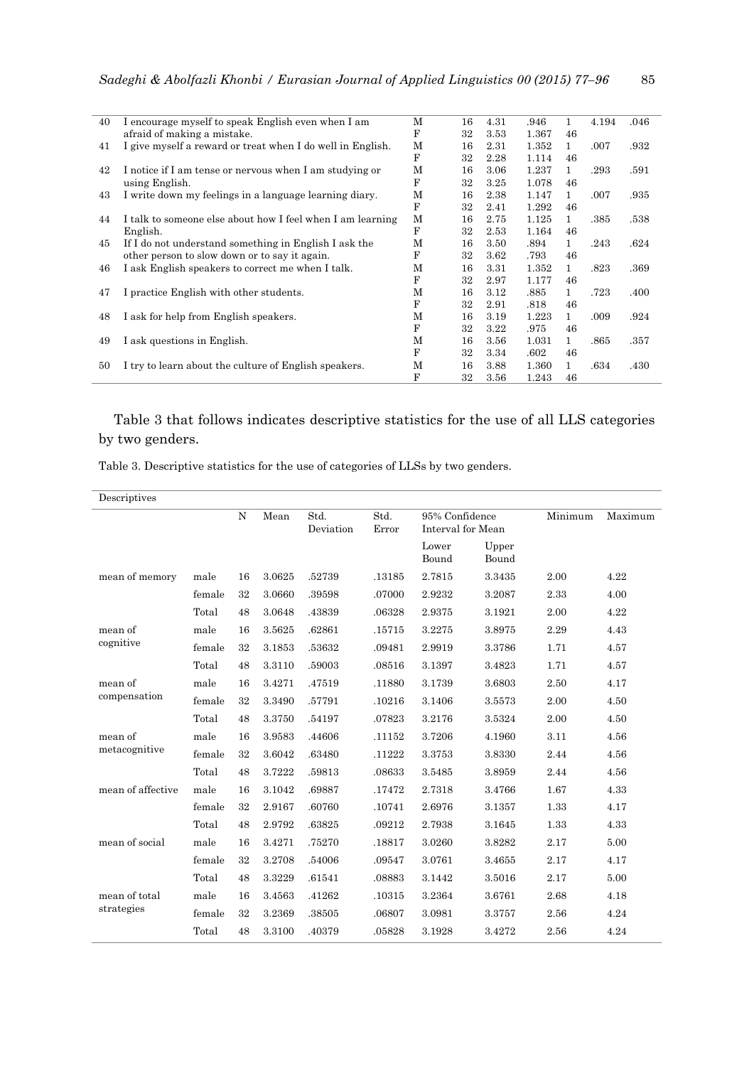| 40 | I encourage myself to speak English even when I am afraid of making a mistake. | M | 16 | 4.31 | .946 | 1 | 4.194 | .046 |
|---|---|---|---|---|---|---|---|---|
| | | F | 32 | 3.53 | 1.367 | 46 | | |
| 41 | I give myself a reward or treat when I do well in English. | M | 16 | 2.31 | 1.352 | 1 | .007 | .932 |
| | | F | 32 | 2.28 | 1.114 | 46 | | |
| 42 | I notice if I am tense or nervous when I am studying or using English. | M | 16 | 3.06 | 1.237 | 1 | .293 | .591 |
| | | F | 32 | 3.25 | 1.078 | 46 | | |
| 43 | I write down my feelings in a language learning diary. | M | 16 | 2.38 | 1.147 | 1 | .007 | .935 |
| | | F | 32 | 2.41 | 1.292 | 46 | | |
| 44 | I talk to someone else about how I feel when I am learning English. | M | 16 | 2.75 | 1.125 | 1 | .385 | .538 |
| | | F | 32 | 2.53 | 1.164 | 46 | | |
| 45 | If I do not understand something in English I ask the other person to slow down or to say it again. | M | 16 | 3.50 | .894 | 1 | .243 | .624 |
| | | F | 32 | 3.62 | .793 | 46 | | |
| 46 | I ask English speakers to correct me when I talk. | M | 16 | 3.31 | 1.352 | 1 | .823 | .369 |
| | | F | 32 | 2.97 | 1.177 | 46 | | |
| 47 | I practice English with other students. | M | 16 | 3.12 | .885 | 1 | .723 | .400 |
| | | F | 32 | 2.91 | .818 | 46 | | |
| 48 | I ask for help from English speakers. | M | 16 | 3.19 | 1.223 | 1 | .009 | .924 |
| | | F | 32 | 3.22 | .975 | 46 | | |
| 49 | I ask questions in English. | M | 16 | 3.56 | 1.031 | 1 | .865 | .357 |
| | | F | 32 | 3.34 | .602 | 46 | | |
| 50 | I try to learn about the culture of English speakers. | M | 16 | 3.88 | 1.360 | 1 | .634 | .430 |
| | | F | 32 | 3.56 | 1.243 | 46 | | |

Table 3 that follows indicates descriptive statistics for the use of all LLS categories by two genders.

Table 3. Descriptive statistics for the use of categories of LLSs by two genders.

| Descriptives | | | | | | | | | |
|---|---|---|---|---|---|---|---|---|---|
| | | N | Mean | Std. Deviation | Std. Error | 95% Confidence Interval for Mean | | Minimum | Maximum |
| | | | | | | Lower Bound | Upper Bound | | |
| mean of memory | male | 16 | 3.0625 | .52739 | .13185 | 2.7815 | 3.3435 | 2.00 | 4.22 |
| | female | 32 | 3.0660 | .39598 | .07000 | 2.9232 | 3.2087 | 2.33 | 4.00 |
| | Total | 48 | 3.0648 | .43839 | .06328 | 2.9375 | 3.1921 | 2.00 | 4.22 |
| mean of cognitive | male | 16 | 3.5625 | .62861 | .15715 | 3.2275 | 3.8975 | 2.29 | 4.43 |
| | female | 32 | 3.1853 | .53632 | .09481 | 2.9919 | 3.3786 | 1.71 | 4.57 |
| | Total | 48 | 3.3110 | .59003 | .08516 | 3.1397 | 3.4823 | 1.71 | 4.57 |
| mean of compensation | male | 16 | 3.4271 | .47519 | .11880 | 3.1739 | 3.6803 | 2.50 | 4.17 |
| | female | 32 | 3.3490 | .57791 | .10216 | 3.1406 | 3.5573 | 2.00 | 4.50 |
| | Total | 48 | 3.3750 | .54197 | .07823 | 3.2176 | 3.5324 | 2.00 | 4.50 |
| mean of metacognitive | male | 16 | 3.9583 | .44606 | .11152 | 3.7206 | 4.1960 | 3.11 | 4.56 |
| | female | 32 | 3.6042 | .63480 | .11222 | 3.3753 | 3.8330 | 2.44 | 4.56 |
| | Total | 48 | 3.7222 | .59813 | .08633 | 3.5485 | 3.8959 | 2.44 | 4.56 |
| mean of affective | male | 16 | 3.1042 | .69887 | .17472 | 2.7318 | 3.4766 | 1.67 | 4.33 |
| | female | 32 | 2.9167 | .60760 | .10741 | 2.6976 | 3.1357 | 1.33 | 4.17 |
| | Total | 48 | 2.9792 | .63825 | .09212 | 2.7938 | 3.1645 | 1.33 | 4.33 |
| mean of social | male | 16 | 3.4271 | .75270 | .18817 | 3.0260 | 3.8282 | 2.17 | 5.00 |
| | female | 32 | 3.2708 | .54006 | .09547 | 3.0761 | 3.4655 | 2.17 | 4.17 |
| | Total | 48 | 3.3229 | .61541 | .08883 | 3.1442 | 3.5016 | 2.17 | 5.00 |
| mean of total strategies | male | 16 | 3.4563 | .41262 | .10315 | 3.2364 | 3.6761 | 2.68 | 4.18 |
| | female | 32 | 3.2369 | .38505 | .06807 | 3.0981 | 3.3757 | 2.56 | 4.24 |
| | Total | 48 | 3.3100 | .40379 | .05828 | 3.1928 | 3.4272 | 2.56 | 4.24 |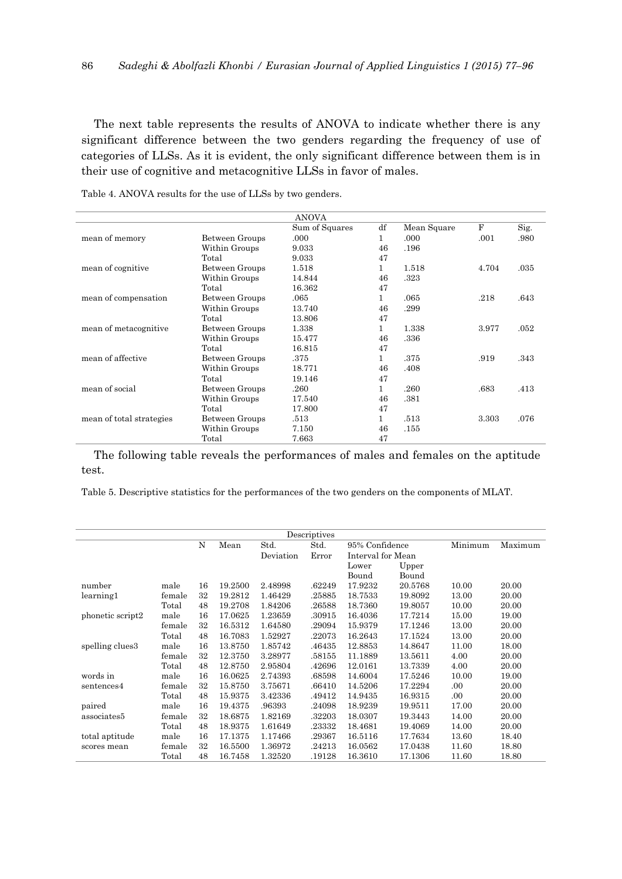The next table represents the results of ANOVA to indicate whether there is any significant difference between the two genders regarding the frequency of use of categories of LLSs. As it is evident, the only significant difference between them is in their use of cognitive and metacognitive LLSs in favor of males.

Table 4. ANOVA results for the use of LLSs by two genders.

| ANOVA | | | | | | |
|---|---|---|---|---|---|---|
| | | Sum of Squares | df | Mean Square | F | Sig. |
| mean of memory | Between Groups | .000 | 1 | .000 | .001 | .980 |
| | Within Groups | 9.033 | 46 | .196 | | |
| | Total | 9.033 | 47 | | | |
| mean of cognitive | Between Groups | 1.518 | 1 | 1.518 | 4.704 | .035 |
| | Within Groups | 14.844 | 46 | .323 | | |
| | Total | 16.362 | 47 | | | |
| mean of compensation | Between Groups | .065 | 1 | .065 | .218 | .643 |
| | Within Groups | 13.740 | 46 | .299 | | |
| | Total | 13.806 | 47 | | | |
| mean of metacognitive | Between Groups | 1.338 | 1 | 1.338 | 3.977 | .052 |
| | Within Groups | 15.477 | 46 | .336 | | |
| | Total | 16.815 | 47 | | | |
| mean of affective | Between Groups | .375 | 1 | .375 | .919 | .343 |
| | Within Groups | 18.771 | 46 | .408 | | |
| | Total | 19.146 | 47 | | | |
| mean of social | Between Groups | .260 | 1 | .260 | .683 | .413 |
| | Within Groups | 17.540 | 46 | .381 | | |
| | Total | 17.800 | 47 | | | |
| mean of total strategies | Between Groups | .513 | 1 | .513 | 3.303 | .076 |
| | Within Groups | 7.150 | 46 | .155 | | |
| | Total | 7.663 | 47 | | | |

The following table reveals the performances of males and females on the aptitude test.

Table 5. Descriptive statistics for the performances of the two genders on the components of MLAT.

| Descriptives | | | | | | | | | |
|---|---|---|---|---|---|---|---|---|---|
| | | N | Mean | Std. Deviation | Std. Error | 95% Confidence Interval for Mean | | Minimum | Maximum |
| | | | | | | Lower Bound | Upper Bound | | |
| number learning1 | male | 16 | 19.2500 | 2.48998 | .62249 | 17.9232 | 20.5768 | 10.00 | 20.00 |
| | female | 32 | 19.2812 | 1.46429 | .25885 | 18.7533 | 19.8092 | 13.00 | 20.00 |
| | Total | 48 | 19.2708 | 1.84206 | .26588 | 18.7360 | 19.8057 | 10.00 | 20.00 |
| phonetic script2 | male | 16 | 17.0625 | 1.23659 | .30915 | 16.4036 | 17.7214 | 15.00 | 19.00 |
| | female | 32 | 16.5312 | 1.64580 | .29094 | 15.9379 | 17.1246 | 13.00 | 20.00 |
| | Total | 48 | 16.7083 | 1.52927 | .22073 | 16.2643 | 17.1524 | 13.00 | 20.00 |
| spelling clues3 | male | 16 | 13.8750 | 1.85742 | .46435 | 12.8853 | 14.8647 | 11.00 | 18.00 |
| | female | 32 | 12.3750 | 3.28977 | .58155 | 11.1889 | 13.5611 | 4.00 | 20.00 |
| | Total | 48 | 12.8750 | 2.95804 | .42696 | 12.0161 | 13.7339 | 4.00 | 20.00 |
| words in sentences4 | male | 16 | 16.0625 | 2.74393 | .68598 | 14.6004 | 17.5246 | 10.00 | 19.00 |
| | female | 32 | 15.8750 | 3.75671 | .66410 | 14.5206 | 17.2294 | .00 | 20.00 |
| | Total | 48 | 15.9375 | 3.42336 | .49412 | 14.9435 | 16.9315 | .00 | 20.00 |
| paired associates5 | male | 16 | 19.4375 | .96393 | .24098 | 18.9239 | 19.9511 | 17.00 | 20.00 |
| | female | 32 | 18.6875 | 1.82169 | .32203 | 18.0307 | 19.3443 | 14.00 | 20.00 |
| | Total | 48 | 18.9375 | 1.61649 | .23332 | 18.4681 | 19.4069 | 14.00 | 20.00 |
| total aptitude scores mean | male | 16 | 17.1375 | 1.17466 | .29367 | 16.5116 | 17.7634 | 13.60 | 18.40 |
| | female | 32 | 16.5500 | 1.36972 | .24213 | 16.0562 | 17.0438 | 11.60 | 18.80 |
| | Total | 48 | 16.7458 | 1.32520 | .19128 | 16.3610 | 17.1306 | 11.60 | 18.80 |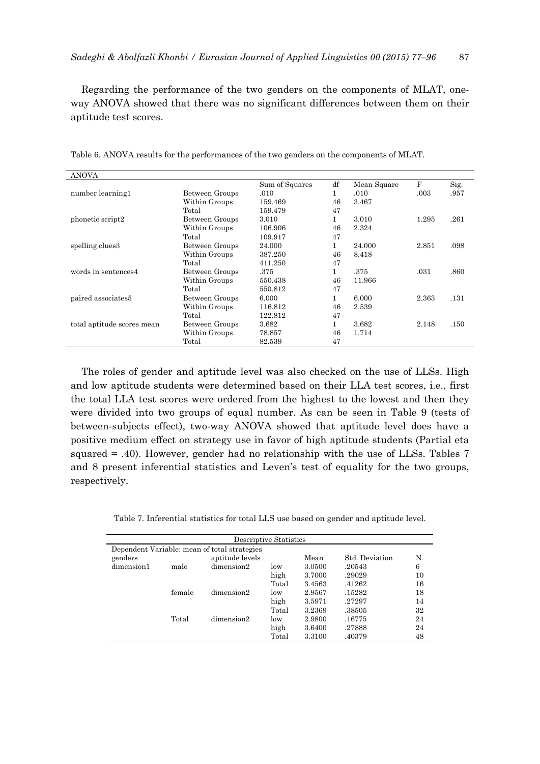Regarding the performance of the two genders on the components of MLAT, one-way ANOVA showed that there was no significant differences between them on their aptitude test scores.

Table 6. ANOVA results for the performances of the two genders on the components of MLAT.

| ANOVA | | | | | | |
|---|---|---|---|---|---|---|
| | | Sum of Squares | df | Mean Square | F | Sig. |
| number learning1 | Between Groups | .010 | 1 | .010 | .003 | .957 |
| | Within Groups | 159.469 | 46 | 3.467 | | |
| | Total | 159.479 | 47 | | | |
| phonetic script2 | Between Groups | 3.010 | 1 | 3.010 | 1.295 | .261 |
| | Within Groups | 106.906 | 46 | 2.324 | | |
| | Total | 109.917 | 47 | | | |
| spelling clues3 | Between Groups | 24.000 | 1 | 24.000 | 2.851 | .098 |
| | Within Groups | 387.250 | 46 | 8.418 | | |
| | Total | 411.250 | 47 | | | |
| words in sentences4 | Between Groups | .375 | 1 | .375 | .031 | .860 |
| | Within Groups | 550.438 | 46 | 11.966 | | |
| | Total | 550.812 | 47 | | | |
| paired associates5 | Between Groups | 6.000 | 1 | 6.000 | 2.363 | .131 |
| | Within Groups | 116.812 | 46 | 2.539 | | |
| | Total | 122.812 | 47 | | | |
| total aptitude scores mean | Between Groups | 3.682 | 1 | 3.682 | 2.148 | .150 |
| | Within Groups | 78.857 | 46 | 1.714 | | |
| | Total | 82.539 | 47 | | | |

The roles of gender and aptitude level was also checked on the use of LLSs. High and low aptitude students were determined based on their LLA test scores, i.e., first the total LLA test scores were ordered from the highest to the lowest and then they were divided into two groups of equal number. As can be seen in Table 9 (tests of between-subjects effect), two-way ANOVA showed that aptitude level does have a positive medium effect on strategy use in favor of high aptitude students (Partial eta squared = .40). However, gender had no relationship with the use of LLSs. Tables 7 and 8 present inferential statistics and Leven's test of equality for the two groups, respectively.

Table 7. Inferential statistics for total LLS use based on gender and aptitude level.

| Descriptive Statistics | | | | | | |
|---|---|---|---|---|---|---|
| Dependent Variable: mean of total strategies | | | | | | |
| genders | | aptitude levels | | Mean | Std. Deviation | N |
| dimension1 | male | dimension2 | low | 3.0500 | .20543 | 6 |
| | | | high | 3.7000 | .29029 | 10 |
| | | | Total | 3.4563 | .41262 | 16 |
| | female | dimension2 | low | 2.9567 | .15282 | 18 |
| | | | high | 3.5971 | .27297 | 14 |
| | | | Total | 3.2369 | .38505 | 32 |
| | Total | dimension2 | low | 2.9800 | .16775 | 24 |
| | | | high | 3.6400 | .27888 | 24 |
| | | | Total | 3.3100 | .40379 | 48 |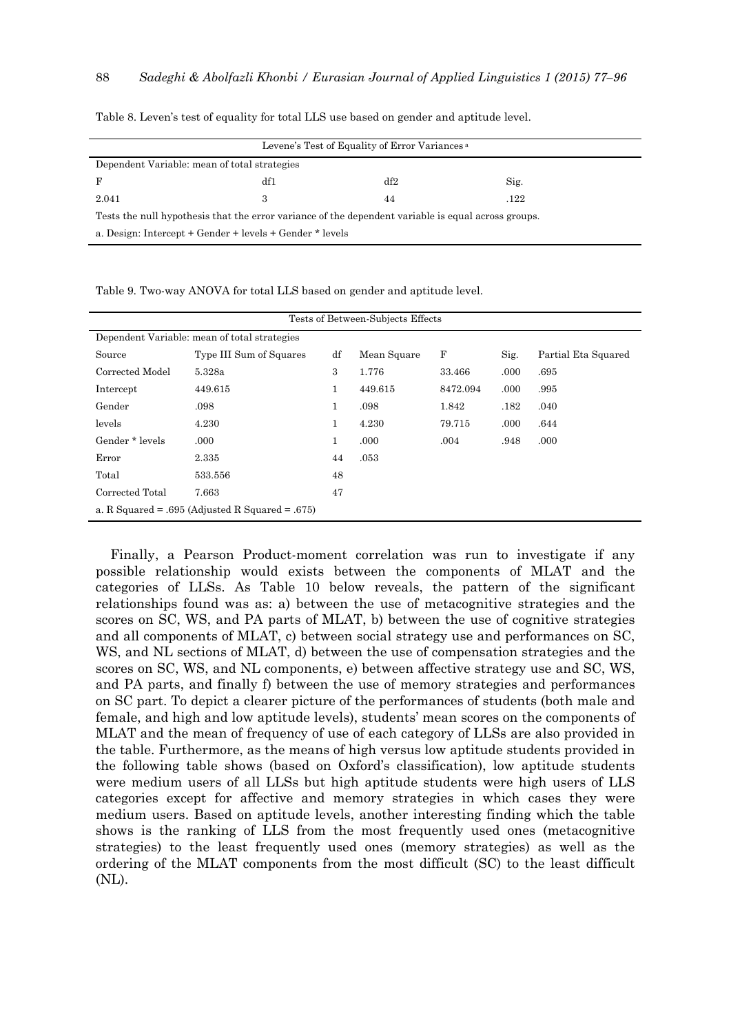Table 8. Leven's test of equality for total LLS use based on gender and aptitude level.

| Levene's Test of Equality of Error Variances[a] | | | |
|---|---|---|---|
| Dependent Variable: mean of total strategies | | | |
| F | df1 | df2 | Sig. |
| 2.041 | 3 | 44 | .122 |
| Tests the null hypothesis that the error variance of the dependent variable is equal across groups. | | | |
| a. Design: Intercept + Gender + levels + Gender * levels | | | |

Table 9. Two-way ANOVA for total LLS based on gender and aptitude level.

| Tests of Between-Subjects Effects | | | | | | |
|---|---|---|---|---|---|---|
| Dependent Variable: mean of total strategies | | | | | | |
| Source | Type III Sum of Squares | df | Mean Square | F | Sig. | Partial Eta Squared |
| Corrected Model | 5.328a | 3 | 1.776 | 33.466 | .000 | .695 |
| Intercept | 449.615 | 1 | 449.615 | 8472.094 | .000 | .995 |
| Gender | .098 | 1 | .098 | 1.842 | .182 | .040 |
| levels | 4.230 | 1 | 4.230 | 79.715 | .000 | .644 |
| Gender * levels | .000 | 1 | .000 | .004 | .948 | .000 |
| Error | 2.335 | 44 | .053 | | | |
| Total | 533.556 | 48 | | | | |
| Corrected Total | 7.663 | 47 | | | | |
| a. R Squared = .695 (Adjusted R Squared = .675) | | | | | | |

Finally, a Pearson Product-moment correlation was run to investigate if any possible relationship would exists between the components of MLAT and the categories of LLSs. As Table 10 below reveals, the pattern of the significant relationships found was as: a) between the use of metacognitive strategies and the scores on SC, WS, and PA parts of MLAT, b) between the use of cognitive strategies and all components of MLAT, c) between social strategy use and performances on SC, WS, and NL sections of MLAT, d) between the use of compensation strategies and the scores on SC, WS, and NL components, e) between affective strategy use and SC, WS, and PA parts, and finally f) between the use of memory strategies and performances on SC part. To depict a clearer picture of the performances of students (both male and female, and high and low aptitude levels), students' mean scores on the components of MLAT and the mean of frequency of use of each category of LLSs are also provided in the table. Furthermore, as the means of high versus low aptitude students provided in the following table shows (based on Oxford's classification), low aptitude students were medium users of all LLSs but high aptitude students were high users of LLS categories except for affective and memory strategies in which cases they were medium users. Based on aptitude levels, another interesting finding which the table shows is the ranking of LLS from the most frequently used ones (metacognitive strategies) to the least frequently used ones (memory strategies) as well as the ordering of the MLAT components from the most difficult (SC) to the least difficult (NL).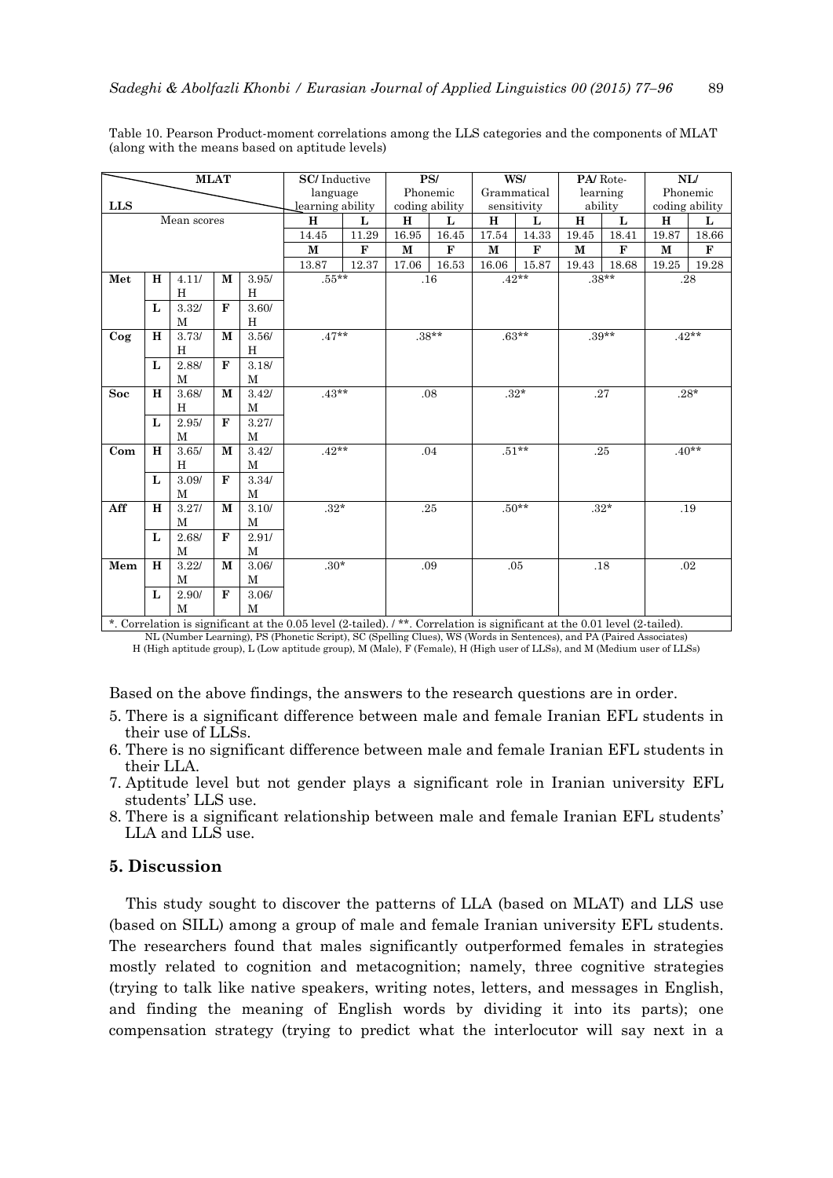Table 10. Pearson Product-moment correlations among the LLS categories and the components of MLAT (along with the means based on aptitude levels)

| LLS \ MLAT | | | | | SC/ Inductive language learning ability | | PS/ Phonemic coding ability | | WS/ Grammatical sensitivity | | PA/ Rote-learning ability | | NL/ Phonemic coding ability | |
|---|---|---|---|---|---|---|---|---|---|---|---|---|---|---|
| Mean scores | | | | | H | L | H | L | H | L | H | L | H | L |
| | | | | | 14.45 | 11.29 | 16.95 | 16.45 | 17.54 | 14.33 | 19.45 | 18.41 | 19.87 | 18.66 |
| | | | | | M | F | M | F | M | F | M | F | M | F |
| | | | | | 13.87 | 12.37 | 17.06 | 16.53 | 16.06 | 15.87 | 19.43 | 18.68 | 19.25 | 19.28 |
| **Met** | **H** | 4.11/ H | **M** | 3.95/ H | .55** | | .16 | | .42** | | .38** | | .28 | |
| | **L** | 3.32/ M | **F** | 3.60/ H | | | | | | | | | | |
| **Cog** | **H** | 3.73/ H | **M** | 3.56/ H | .47** | | .38** | | .63** | | .39** | | .42** | |
| | **L** | 2.88/ M | **F** | 3.18/ M | | | | | | | | | | |
| **Soc** | **H** | 3.68/ H | **M** | 3.42/ M | .43** | | .08 | | .32* | | .27 | | .28* | |
| | **L** | 2.95/ M | **F** | 3.27/ M | | | | | | | | | | |
| **Com** | **H** | 3.65/ H | **M** | 3.42/ M | .42** | | .04 | | .51** | | .25 | | .40** | |
| | **L** | 3.09/ M | **F** | 3.34/ M | | | | | | | | | | |
| **Aff** | **H** | 3.27/ M | **M** | 3.10/ M | .32* | | .25 | | .50** | | .32* | | .19 | |
| | **L** | 2.68/ M | **F** | 2.91/ M | | | | | | | | | | |
| **Mem** | **H** | 3.22/ M | **M** | 3.06/ M | .30* | | .09 | | .05 | | .18 | | .02 | |
| | **L** | 2.90/ M | **F** | 3.06/ M | | | | | | | | | | |

*. Correlation is significant at the 0.05 level (2-tailed). / **. Correlation is significant at the 0.01 level (2-tailed).

NL (Number Learning), PS (Phonetic Script), SC (Spelling Clues), WS (Words in Sentences), and PA (Paired Associates)

H (High aptitude group), L (Low aptitude group), M (Male), F (Female), H (High user of LLSs), and M (Medium user of LLSs)

Based on the above findings, the answers to the research questions are in order.

5. There is a significant difference between male and female Iranian EFL students in their use of LLSs.
6. There is no significant difference between male and female Iranian EFL students in their LLA.
7. Aptitude level but not gender plays a significant role in Iranian university EFL students' LLS use.
8. There is a significant relationship between male and female Iranian EFL students' LLA and LLS use.

## 5. Discussion

This study sought to discover the patterns of LLA (based on MLAT) and LLS use (based on SILL) among a group of male and female Iranian university EFL students. The researchers found that males significantly outperformed females in strategies mostly related to cognition and metacognition; namely, three cognitive strategies (trying to talk like native speakers, writing notes, letters, and messages in English, and finding the meaning of English words by dividing it into its parts); one compensation strategy (trying to predict what the interlocutor will say next in a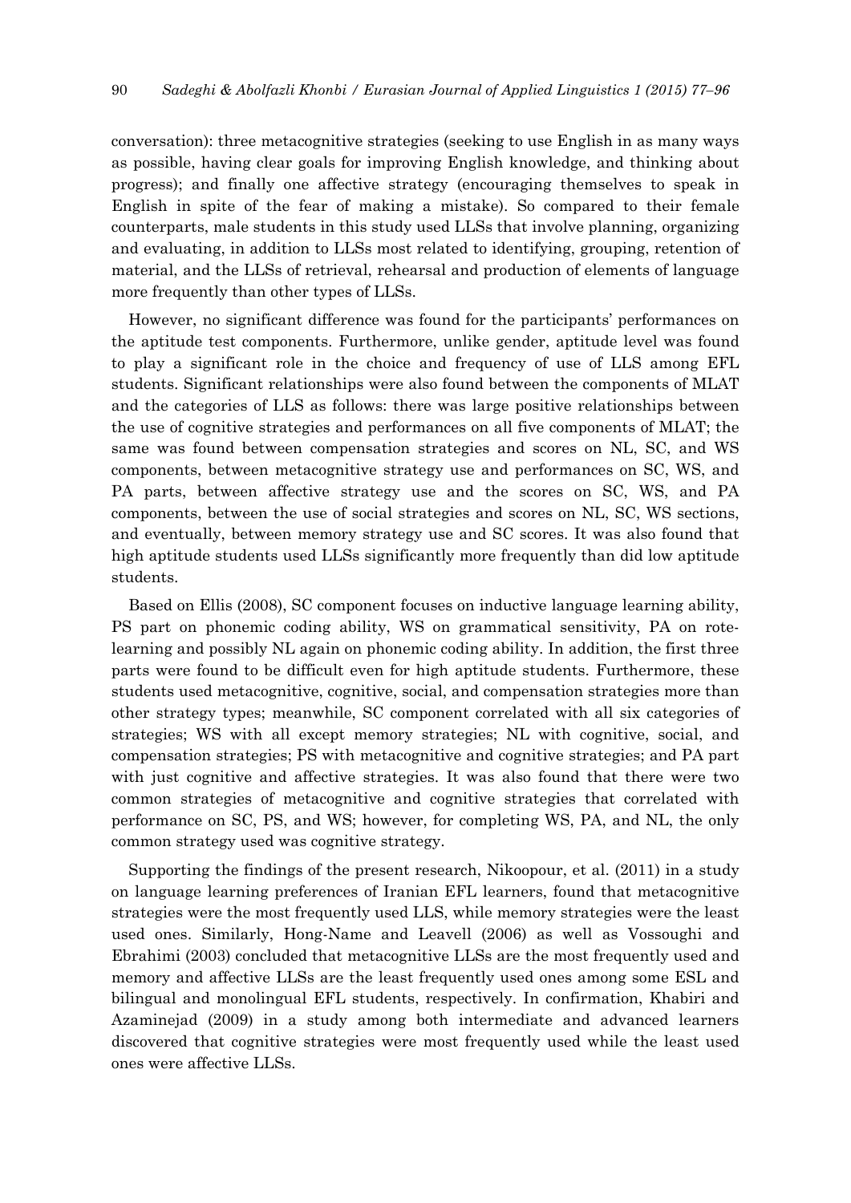conversation): three metacognitive strategies (seeking to use English in as many ways as possible, having clear goals for improving English knowledge, and thinking about progress); and finally one affective strategy (encouraging themselves to speak in English in spite of the fear of making a mistake). So compared to their female counterparts, male students in this study used LLSs that involve planning, organizing and evaluating, in addition to LLSs most related to identifying, grouping, retention of material, and the LLSs of retrieval, rehearsal and production of elements of language more frequently than other types of LLSs.

However, no significant difference was found for the participants' performances on the aptitude test components. Furthermore, unlike gender, aptitude level was found to play a significant role in the choice and frequency of use of LLS among EFL students. Significant relationships were also found between the components of MLAT and the categories of LLS as follows: there was large positive relationships between the use of cognitive strategies and performances on all five components of MLAT; the same was found between compensation strategies and scores on NL, SC, and WS components, between metacognitive strategy use and performances on SC, WS, and PA parts, between affective strategy use and the scores on SC, WS, and PA components, between the use of social strategies and scores on NL, SC, WS sections, and eventually, between memory strategy use and SC scores. It was also found that high aptitude students used LLSs significantly more frequently than did low aptitude students.

Based on Ellis (2008), SC component focuses on inductive language learning ability, PS part on phonemic coding ability, WS on grammatical sensitivity, PA on rote-learning and possibly NL again on phonemic coding ability. In addition, the first three parts were found to be difficult even for high aptitude students. Furthermore, these students used metacognitive, cognitive, social, and compensation strategies more than other strategy types; meanwhile, SC component correlated with all six categories of strategies; WS with all except memory strategies; NL with cognitive, social, and compensation strategies; PS with metacognitive and cognitive strategies; and PA part with just cognitive and affective strategies. It was also found that there were two common strategies of metacognitive and cognitive strategies that correlated with performance on SC, PS, and WS; however, for completing WS, PA, and NL, the only common strategy used was cognitive strategy.

Supporting the findings of the present research, Nikoopour, et al. (2011) in a study on language learning preferences of Iranian EFL learners, found that metacognitive strategies were the most frequently used LLS, while memory strategies were the least used ones. Similarly, Hong-Name and Leavell (2006) as well as Vossoughi and Ebrahimi (2003) concluded that metacognitive LLSs are the most frequently used and memory and affective LLSs are the least frequently used ones among some ESL and bilingual and monolingual EFL students, respectively. In confirmation, Khabiri and Azaminejad (2009) in a study among both intermediate and advanced learners discovered that cognitive strategies were most frequently used while the least used ones were affective LLSs.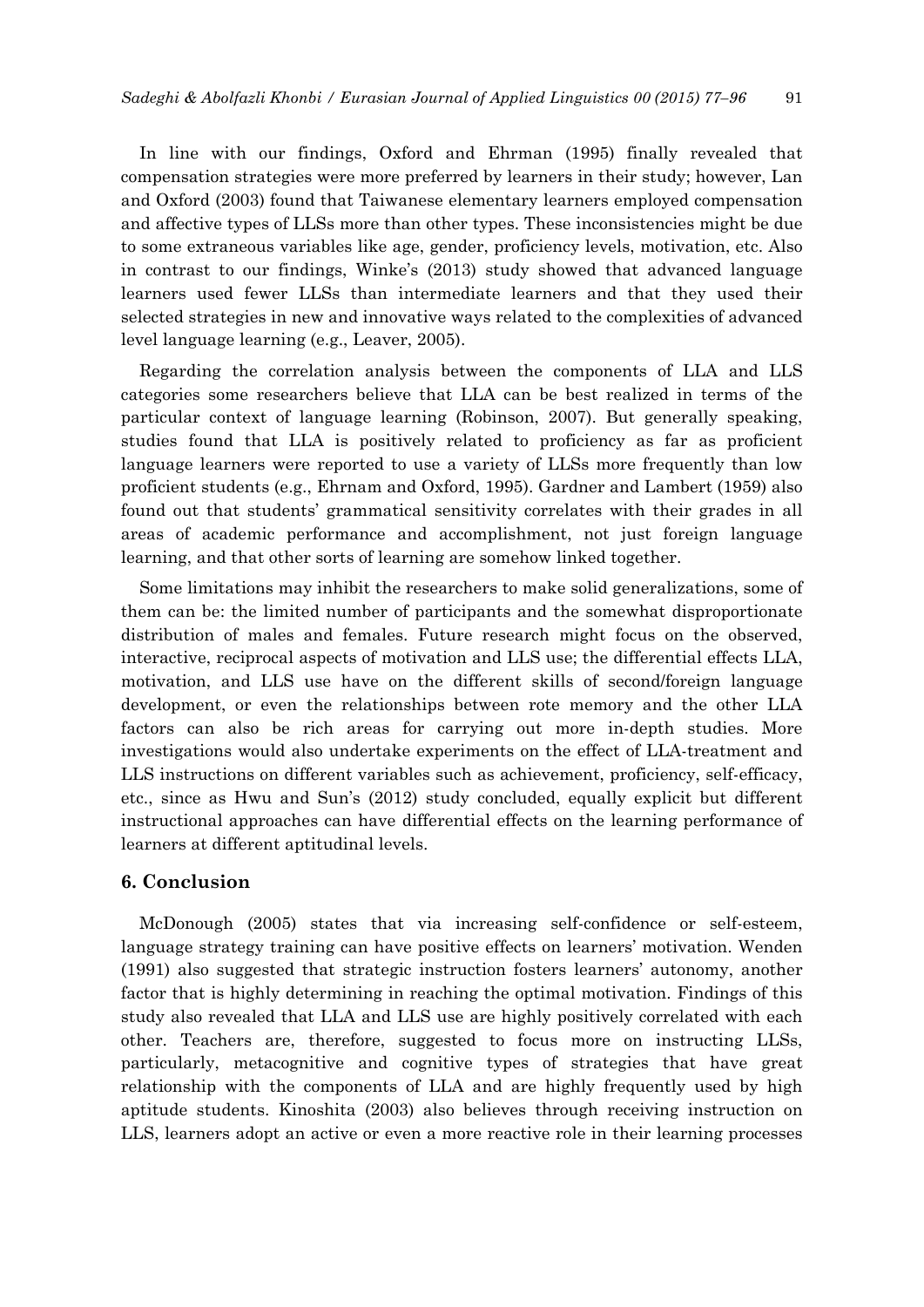In line with our findings, Oxford and Ehrman (1995) finally revealed that compensation strategies were more preferred by learners in their study; however, Lan and Oxford (2003) found that Taiwanese elementary learners employed compensation and affective types of LLSs more than other types. These inconsistencies might be due to some extraneous variables like age, gender, proficiency levels, motivation, etc. Also in contrast to our findings, Winke's (2013) study showed that advanced language learners used fewer LLSs than intermediate learners and that they used their selected strategies in new and innovative ways related to the complexities of advanced level language learning (e.g., Leaver, 2005).

Regarding the correlation analysis between the components of LLA and LLS categories some researchers believe that LLA can be best realized in terms of the particular context of language learning (Robinson, 2007). But generally speaking, studies found that LLA is positively related to proficiency as far as proficient language learners were reported to use a variety of LLSs more frequently than low proficient students (e.g., Ehrnam and Oxford, 1995). Gardner and Lambert (1959) also found out that students' grammatical sensitivity correlates with their grades in all areas of academic performance and accomplishment, not just foreign language learning, and that other sorts of learning are somehow linked together.

Some limitations may inhibit the researchers to make solid generalizations, some of them can be: the limited number of participants and the somewhat disproportionate distribution of males and females. Future research might focus on the observed, interactive, reciprocal aspects of motivation and LLS use; the differential effects LLA, motivation, and LLS use have on the different skills of second/foreign language development, or even the relationships between rote memory and the other LLA factors can also be rich areas for carrying out more in-depth studies. More investigations would also undertake experiments on the effect of LLA-treatment and LLS instructions on different variables such as achievement, proficiency, self-efficacy, etc., since as Hwu and Sun's (2012) study concluded, equally explicit but different instructional approaches can have differential effects on the learning performance of learners at different aptitudinal levels.

## 6. Conclusion

McDonough (2005) states that via increasing self-confidence or self-esteem, language strategy training can have positive effects on learners' motivation. Wenden (1991) also suggested that strategic instruction fosters learners' autonomy, another factor that is highly determining in reaching the optimal motivation. Findings of this study also revealed that LLA and LLS use are highly positively correlated with each other. Teachers are, therefore, suggested to focus more on instructing LLSs, particularly, metacognitive and cognitive types of strategies that have great relationship with the components of LLA and are highly frequently used by high aptitude students. Kinoshita (2003) also believes through receiving instruction on LLS, learners adopt an active or even a more reactive role in their learning processes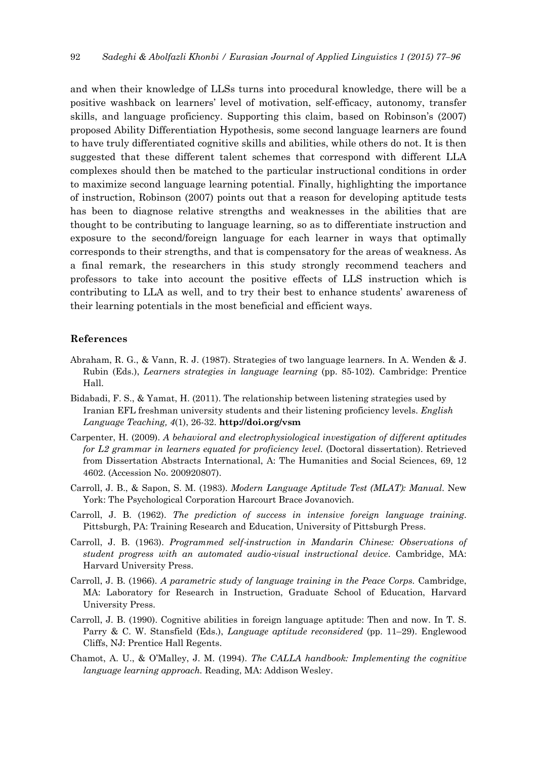and when their knowledge of LLSs turns into procedural knowledge, there will be a positive washback on learners' level of motivation, self-efficacy, autonomy, transfer skills, and language proficiency. Supporting this claim, based on Robinson's (2007) proposed Ability Differentiation Hypothesis, some second language learners are found to have truly differentiated cognitive skills and abilities, while others do not. It is then suggested that these different talent schemes that correspond with different LLA complexes should then be matched to the particular instructional conditions in order to maximize second language learning potential. Finally, highlighting the importance of instruction, Robinson (2007) points out that a reason for developing aptitude tests has been to diagnose relative strengths and weaknesses in the abilities that are thought to be contributing to language learning, so as to differentiate instruction and exposure to the second/foreign language for each learner in ways that optimally corresponds to their strengths, and that is compensatory for the areas of weakness. As a final remark, the researchers in this study strongly recommend teachers and professors to take into account the positive effects of LLS instruction which is contributing to LLA as well, and to try their best to enhance students' awareness of their learning potentials in the most beneficial and efficient ways.

## References

Abraham, R. G., & Vann, R. J. (1987). Strategies of two language learners. In A. Wenden & J. Rubin (Eds.), *Learners strategies in language learning* (pp. 85-102). Cambridge: Prentice Hall.

Bidabadi, F. S., & Yamat, H. (2011). The relationship between listening strategies used by Iranian EFL freshman university students and their listening proficiency levels. *English Language Teaching, 4*(1), 26-32. **http://doi.org/vsm**

Carpenter, H. (2009). *A behavioral and electrophysiological investigation of different aptitudes for L2 grammar in learners equated for proficiency level*. (Doctoral dissertation). Retrieved from Dissertation Abstracts International, A: The Humanities and Social Sciences, 69, 12 4602. (Accession No. 200920807).

Carroll, J. B., & Sapon, S. M. (1983). *Modern Language Aptitude Test (MLAT): Manual*. New York: The Psychological Corporation Harcourt Brace Jovanovich.

Carroll, J. B. (1962). *The prediction of success in intensive foreign language training*. Pittsburgh, PA: Training Research and Education, University of Pittsburgh Press.

Carroll, J. B. (1963). *Programmed self-instruction in Mandarin Chinese: Observations of student progress with an automated audio-visual instructional device*. Cambridge, MA: Harvard University Press.

Carroll, J. B. (1966). *A parametric study of language training in the Peace Corps.* Cambridge, MA: Laboratory for Research in Instruction, Graduate School of Education, Harvard University Press.

Carroll, J. B. (1990). Cognitive abilities in foreign language aptitude: Then and now. In T. S. Parry & C. W. Stansfield (Eds.), *Language aptitude reconsidered* (pp. 11–29). Englewood Cliffs, NJ: Prentice Hall Regents.

Chamot, A. U., & O'Malley, J. M. (1994). *The CALLA handbook: Implementing the cognitive language learning approach.* Reading, MA: Addison Wesley.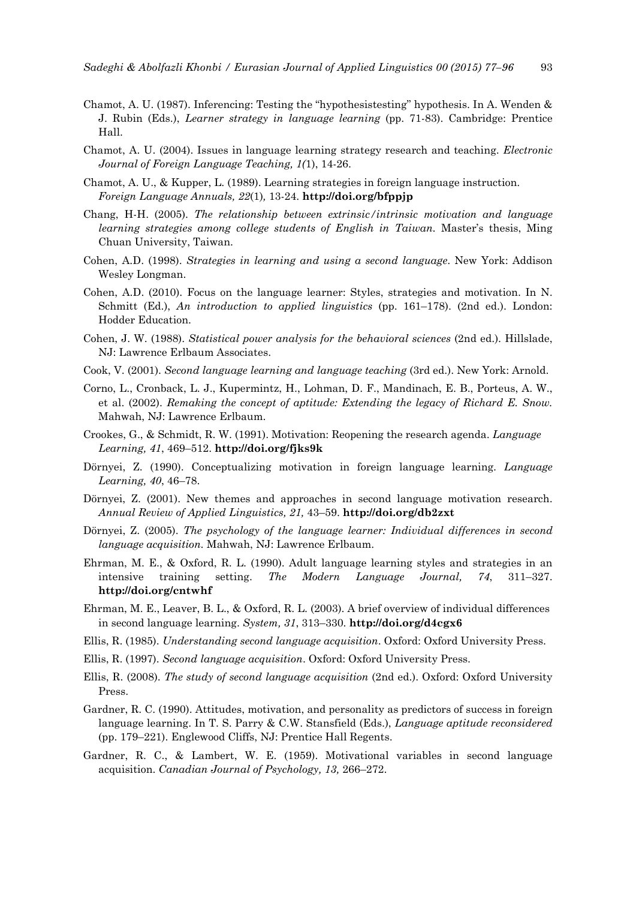Chamot, A. U. (1987). Inferencing: Testing the "hypothesistesting" hypothesis. In A. Wenden & J. Rubin (Eds.), *Learner strategy in language learning* (pp. 71-83). Cambridge: Prentice Hall.

Chamot, A. U. (2004). Issues in language learning strategy research and teaching. *Electronic Journal of Foreign Language Teaching, 1(*1), 14-26.

Chamot, A. U., & Kupper, L. (1989). Learning strategies in foreign language instruction. *Foreign Language Annuals, 22*(1)*,* 13-24. **http://doi.org/bfppjp**

Chang, H-H. (2005). *The relationship between extrinsic/intrinsic motivation and language learning strategies among college students of English in Taiwan.* Master's thesis, Ming Chuan University, Taiwan.

Cohen, A.D. (1998). *Strategies in learning and using a second language.* New York: Addison Wesley Longman.

Cohen, A.D. (2010). Focus on the language learner: Styles, strategies and motivation. In N. Schmitt (Ed.), *An introduction to applied linguistics* (pp. 161–178). (2nd ed.). London: Hodder Education.

Cohen, J. W. (1988). *Statistical power analysis for the behavioral sciences* (2nd ed.). Hillslade, NJ: Lawrence Erlbaum Associates.

Cook, V. (2001). *Second language learning and language teaching* (3rd ed.). New York: Arnold.

Corno, L., Cronback, L. J., Kupermintz, H., Lohman, D. F., Mandinach, E. B., Porteus, A. W., et al. (2002). *Remaking the concept of aptitude: Extending the legacy of Richard E. Snow.* Mahwah, NJ: Lawrence Erlbaum.

Crookes, G., & Schmidt, R. W. (1991). Motivation: Reopening the research agenda. *Language Learning, 41*, 469–512. **http://doi.org/fjks9k**

Dörnyei, Z. (1990). Conceptualizing motivation in foreign language learning. *Language Learning, 40*, 46–78.

Dörnyei, Z. (2001). New themes and approaches in second language motivation research. *Annual Review of Applied Linguistics, 21,* 43–59. **http://doi.org/db2zxt**

Dörnyei, Z. (2005). *The psychology of the language learner: Individual differences in second language acquisition.* Mahwah, NJ: Lawrence Erlbaum.

Ehrman, M. E., & Oxford, R. L. (1990). Adult language learning styles and strategies in an intensive training setting. *The Modern Language Journal, 74*, 311–327. **http://doi.org/cntwhf**

Ehrman, M. E., Leaver, B. L., & Oxford, R. L. (2003). A brief overview of individual differences in second language learning. *System, 31*, 313–330. **http://doi.org/d4cgx6**

Ellis, R. (1985). *Understanding second language acquisition*. Oxford: Oxford University Press.

Ellis, R. (1997). *Second language acquisition*. Oxford: Oxford University Press.

Ellis, R. (2008). *The study of second language acquisition* (2nd ed.). Oxford: Oxford University Press.

Gardner, R. C. (1990). Attitudes, motivation, and personality as predictors of success in foreign language learning. In T. S. Parry & C.W. Stansfield (Eds.), *Language aptitude reconsidered* (pp. 179–221). Englewood Cliffs, NJ: Prentice Hall Regents.

Gardner, R. C., & Lambert, W. E. (1959). Motivational variables in second language acquisition. *Canadian Journal of Psychology, 13,* 266–272.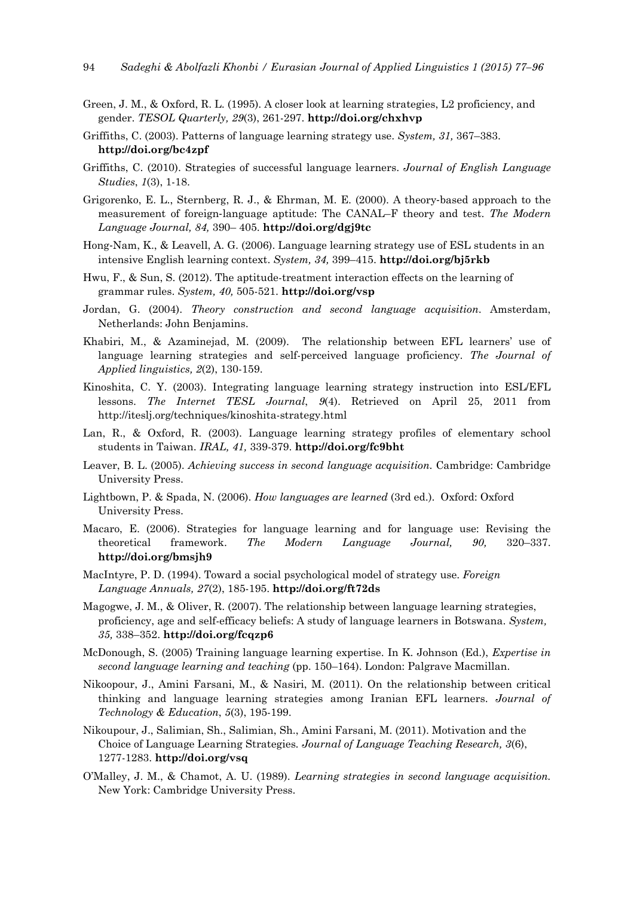Green, J. M., & Oxford, R. L. (1995). A closer look at learning strategies, L2 proficiency, and gender. *TESOL Quarterly, 29*(3), 261-297. **http://doi.org/chxhvp**

Griffiths, C. (2003). Patterns of language learning strategy use. *System, 31,* 367–383. **http://doi.org/bc4zpf**

Griffiths, C. (2010). Strategies of successful language learners. *Journal of English Language Studies*, *1*(3), 1-18.

Grigorenko, E. L., Sternberg, R. J., & Ehrman, M. E. (2000). A theory-based approach to the measurement of foreign-language aptitude: The CANAL–F theory and test. *The Modern Language Journal, 84,* 390– 405. **http://doi.org/dgj9tc**

Hong-Nam, K., & Leavell, A. G. (2006). Language learning strategy use of ESL students in an intensive English learning context. *System, 34,* 399–415. **http://doi.org/bj5rkb**

Hwu, F., & Sun, S. (2012). The aptitude-treatment interaction effects on the learning of grammar rules. *System, 40,* 505-521. **http://doi.org/vsp**

Jordan, G. (2004). *Theory construction and second language acquisition*. Amsterdam, Netherlands: John Benjamins.

Khabiri, M., & Azaminejad, M. (2009). The relationship between EFL learners' use of language learning strategies and self-perceived language proficiency. *The Journal of Applied linguistics, 2*(2), 130-159.

Kinoshita, C. Y. (2003). Integrating language learning strategy instruction into ESL/EFL lessons. *The Internet TESL Journal*, *9*(4). Retrieved on April 25, 2011 from http://iteslj.org/techniques/kinoshita-strategy.html

Lan, R., & Oxford, R. (2003). Language learning strategy profiles of elementary school students in Taiwan. *IRAL, 41,* 339-379. **http://doi.org/fc9bht**

Leaver, B. L. (2005). *Achieving success in second language acquisition*. Cambridge: Cambridge University Press.

Lightbown, P. & Spada, N. (2006). *How languages are learned* (3rd ed.). Oxford: Oxford University Press.

Macaro, E. (2006). Strategies for language learning and for language use: Revising the theoretical framework. *The Modern Language Journal, 90,* 320–337. **http://doi.org/bmsjh9**

MacIntyre, P. D. (1994). Toward a social psychological model of strategy use. *Foreign Language Annuals, 27*(2), 185-195. **http://doi.org/ft72ds**

Magogwe, J. M., & Oliver, R. (2007). The relationship between language learning strategies, proficiency, age and self-efficacy beliefs: A study of language learners in Botswana. *System, 35,* 338–352. **http://doi.org/fcqzp6**

McDonough, S. (2005) Training language learning expertise. In K. Johnson (Ed.), *Expertise in second language learning and teaching* (pp. 150–164). London: Palgrave Macmillan.

Nikoopour, J., Amini Farsani, M., & Nasiri, M. (2011). On the relationship between critical thinking and language learning strategies among Iranian EFL learners. *Journal of Technology & Education*, *5*(3), 195-199.

Nikoupour, J., Salimian, Sh., Salimian, Sh., Amini Farsani, M. (2011). Motivation and the Choice of Language Learning Strategies. *Journal of Language Teaching Research, 3*(6), 1277-1283. **http://doi.org/vsq**

O'Malley, J. M., & Chamot, A. U. (1989). *Learning strategies in second language acquisition.* New York: Cambridge University Press.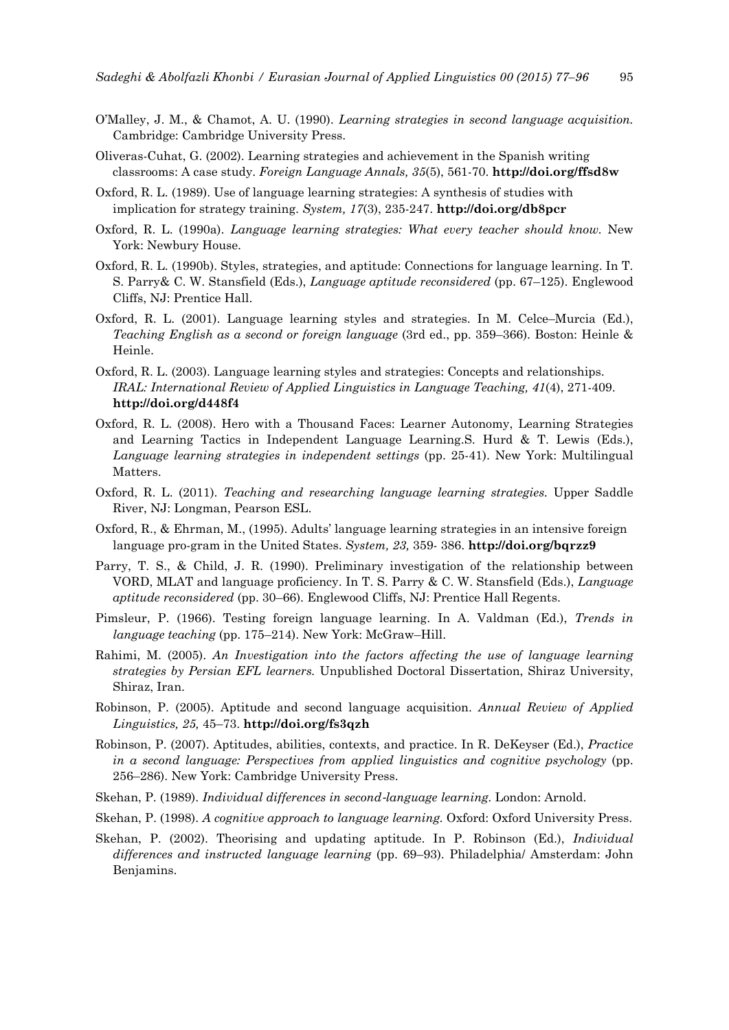O'Malley, J. M., & Chamot, A. U. (1990). *Learning strategies in second language acquisition.* Cambridge: Cambridge University Press.

Oliveras-Cuhat, G. (2002). Learning strategies and achievement in the Spanish writing classrooms: A case study. *Foreign Language Annals, 35*(5), 561-70. **http://doi.org/ffsd8w**

Oxford, R. L. (1989). Use of language learning strategies: A synthesis of studies with implication for strategy training. *System, 17*(3), 235-247. **http://doi.org/db8pcr**

Oxford, R. L. (1990a). *Language learning strategies: What every teacher should know.* New York: Newbury House.

Oxford, R. L. (1990b). Styles, strategies, and aptitude: Connections for language learning. In T. S. Parry& C. W. Stansfield (Eds.), *Language aptitude reconsidered* (pp. 67–125). Englewood Cliffs, NJ: Prentice Hall.

Oxford, R. L. (2001). Language learning styles and strategies. In M. Celce–Murcia (Ed.), *Teaching English as a second or foreign language* (3rd ed., pp. 359–366). Boston: Heinle & Heinle.

Oxford, R. L. (2003). Language learning styles and strategies: Concepts and relationships. *IRAL: International Review of Applied Linguistics in Language Teaching, 41*(4), 271-409. **http://doi.org/d448f4**

Oxford, R. L. (2008). Hero with a Thousand Faces: Learner Autonomy, Learning Strategies and Learning Tactics in Independent Language Learning.S. Hurd & T. Lewis (Eds.), *Language learning strategies in independent settings* (pp. 25-41). New York: Multilingual Matters.

Oxford, R. L. (2011). *Teaching and researching language learning strategies.* Upper Saddle River, NJ: Longman, Pearson ESL.

Oxford, R., & Ehrman, M., (1995). Adults' language learning strategies in an intensive foreign language pro-gram in the United States. *System, 23,* 359- 386. **http://doi.org/bqrzz9**

Parry, T. S., & Child, J. R. (1990). Preliminary investigation of the relationship between VORD, MLAT and language proficiency. In T. S. Parry & C. W. Stansfield (Eds.), *Language aptitude reconsidered* (pp. 30–66). Englewood Cliffs, NJ: Prentice Hall Regents.

Pimsleur, P. (1966). Testing foreign language learning. In A. Valdman (Ed.), *Trends in language teaching* (pp. 175–214). New York: McGraw–Hill.

Rahimi, M. (2005). *An Investigation into the factors affecting the use of language learning strategies by Persian EFL learners.* Unpublished Doctoral Dissertation, Shiraz University, Shiraz, Iran.

Robinson, P. (2005). Aptitude and second language acquisition. *Annual Review of Applied Linguistics, 25,* 45–73. **http://doi.org/fs3qzh**

Robinson, P. (2007). Aptitudes, abilities, contexts, and practice. In R. DeKeyser (Ed.), *Practice in a second language: Perspectives from applied linguistics and cognitive psychology* (pp. 256–286). New York: Cambridge University Press.

Skehan, P. (1989). *Individual differences in second-language learning.* London: Arnold.

Skehan, P. (1998). *A cognitive approach to language learning.* Oxford: Oxford University Press.

Skehan, P. (2002). Theorising and updating aptitude. In P. Robinson (Ed.), *Individual differences and instructed language learning* (pp. 69–93). Philadelphia/ Amsterdam: John Benjamins.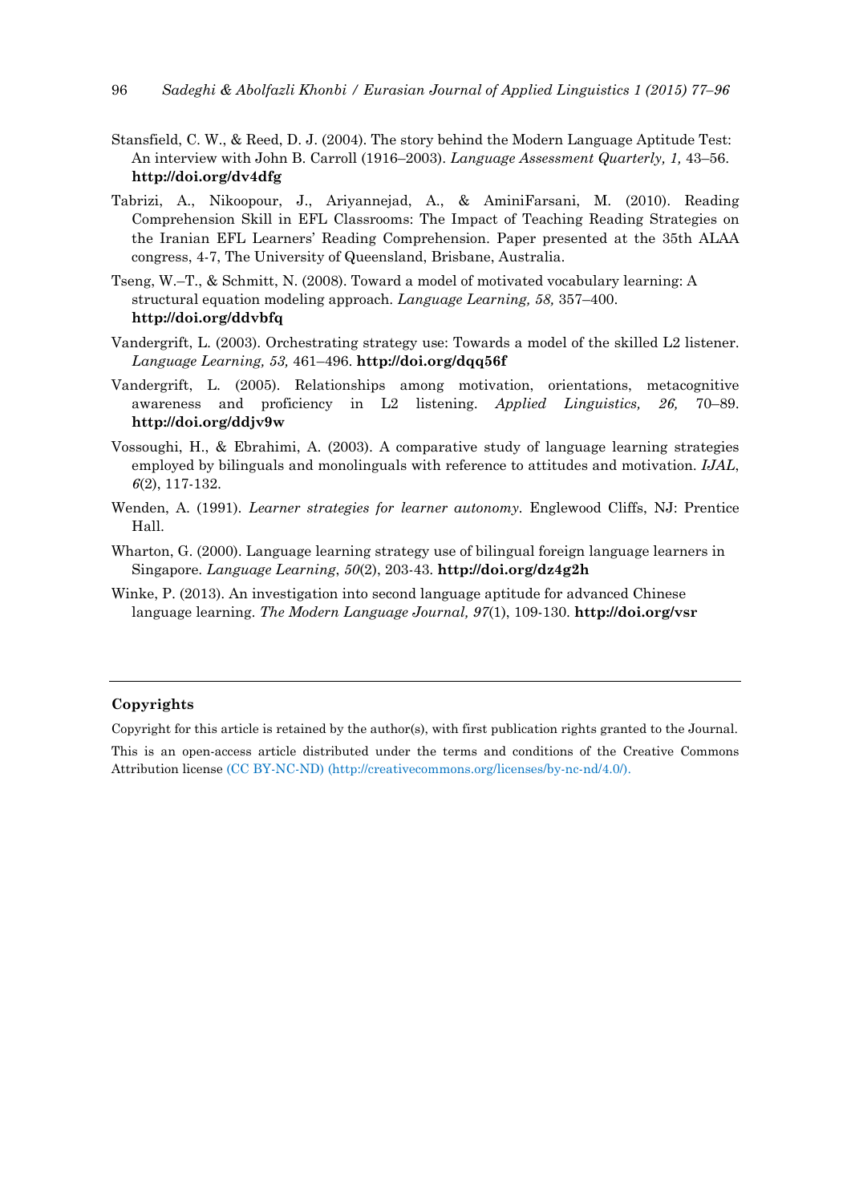Stansfield, C. W., & Reed, D. J. (2004). The story behind the Modern Language Aptitude Test: An interview with John B. Carroll (1916–2003). *Language Assessment Quarterly, 1,* 43–56. **http://doi.org/dv4dfg**

Tabrizi, A., Nikoopour, J., Ariyannejad, A., & AminiFarsani, M. (2010). Reading Comprehension Skill in EFL Classrooms: The Impact of Teaching Reading Strategies on the Iranian EFL Learners' Reading Comprehension. Paper presented at the 35th ALAA congress, 4-7, The University of Queensland, Brisbane, Australia.

Tseng, W.–T., & Schmitt, N. (2008). Toward a model of motivated vocabulary learning: A structural equation modeling approach. *Language Learning, 58,* 357–400. **http://doi.org/ddvbfq**

Vandergrift, L. (2003). Orchestrating strategy use: Towards a model of the skilled L2 listener. *Language Learning, 53,* 461–496. **http://doi.org/dqq56f**

Vandergrift, L. (2005). Relationships among motivation, orientations, metacognitive awareness and proficiency in L2 listening. *Applied Linguistics, 26,* 70–89. **http://doi.org/ddjv9w**

Vossoughi, H., & Ebrahimi, A. (2003). A comparative study of language learning strategies employed by bilinguals and monolinguals with reference to attitudes and motivation. *IJAL*, *6*(2), 117-132.

Wenden, A. (1991). *Learner strategies for learner autonomy*. Englewood Cliffs, NJ: Prentice Hall.

Wharton, G. (2000). Language learning strategy use of bilingual foreign language learners in Singapore. *Language Learning*, *50*(2), 203-43. **http://doi.org/dz4g2h**

Winke, P. (2013). An investigation into second language aptitude for advanced Chinese language learning. *The Modern Language Journal, 97*(1), 109-130. **http://doi.org/vsr**

---

**Copyrights**

Copyright for this article is retained by the author(s), with first publication rights granted to the Journal.

This is an open-access article distributed under the terms and conditions of the Creative Commons Attribution license (CC BY-NC-ND) (http://creativecommons.org/licenses/by-nc-nd/4.0/).